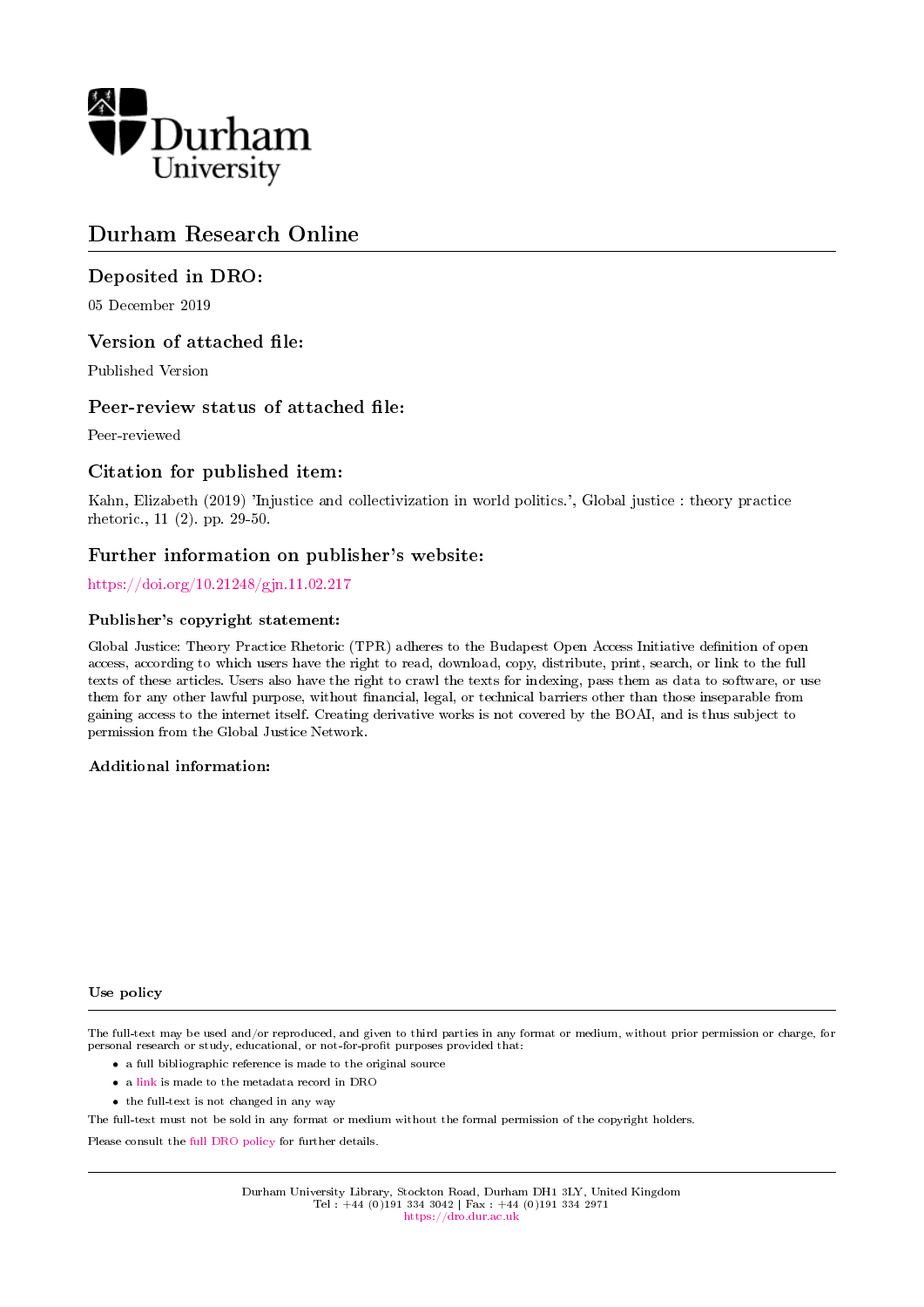Durham University

# Durham Research Online

## Deposited in DRO:

05 December 2019

## Version of attached file:

Published Version

## Peer-review status of attached file:

Peer-reviewed

## Citation for published item:

Kahn, Elizabeth (2019) 'Injustice and collectivization in world politics.', Global justice : theory practice rhetoric., 11 (2). pp. 29-50.

## Further information on publisher's website:

https://doi.org/10.21248/gjn.11.02.217

### Publisher's copyright statement:

Global Justice: Theory Practice Rhetoric (TPR) adheres to the Budapest Open Access Initiative definition of open access, according to which users have the right to read, download, copy, distribute, print, search, or link to the full texts of these articles. Users also have the right to crawl the texts for indexing, pass them as data to software, or use them for any other lawful purpose, without financial, legal, or technical barriers other than those inseparable from gaining access to the internet itself. Creating derivative works is not covered by the BOAI, and is thus subject to permission from the Global Justice Network.

### Additional information:

### Use policy

The full-text may be used and/or reproduced, and given to third parties in any format or medium, without prior permission or charge, for personal research or study, educational, or not-for-profit purposes provided that:

- a full bibliographic reference is made to the original source
- a link is made to the metadata record in DRO
- the full-text is not changed in any way

The full-text must not be sold in any format or medium without the formal permission of the copyright holders.

Please consult the full DRO policy for further details.

Durham University Library, Stockton Road, Durham DH1 3LY, United Kingdom
Tel : +44 (0)191 334 3042 | Fax : +44 (0)191 334 2971
https://dro.dur.ac.uk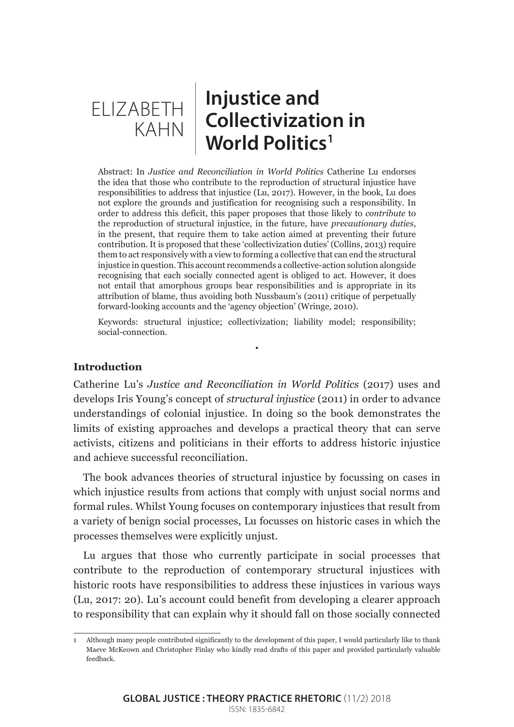# ELIZABETH KAHN

# Injustice and Collectivization in World Politics[1]

Abstract: In *Justice and Reconciliation in World Politics* Catherine Lu endorses the idea that those who contribute to the reproduction of structural injustice have responsibilities to address that injustice (Lu, 2017). However, in the book, Lu does not explore the grounds and justification for recognising such a responsibility. In order to address this deficit, this paper proposes that those likely to *contribute* to the reproduction of structural injustice, in the future, have *precautionary duties*, in the present, that require them to take action aimed at preventing their future contribution. It is proposed that these 'collectivization duties' (Collins, 2013) require them to act responsively with a view to forming a collective that can end the structural injustice in question. This account recommends a collective-action solution alongside recognising that each socially connected agent is obliged to act. However, it does not entail that amorphous groups bear responsibilities and is appropriate in its attribution of blame, thus avoiding both Nussbaum's (2011) critique of perpetually forward-looking accounts and the 'agency objection' (Wringe, 2010).

Keywords: structural injustice; collectivization; liability model; responsibility; social-connection.

•

## Introduction

Catherine Lu's *Justice and Reconciliation in World Politics* (2017) uses and develops Iris Young's concept of *structural injustice* (2011) in order to advance understandings of colonial injustice. In doing so the book demonstrates the limits of existing approaches and develops a practical theory that can serve activists, citizens and politicians in their efforts to address historic injustice and achieve successful reconciliation.

The book advances theories of structural injustice by focussing on cases in which injustice results from actions that comply with unjust social norms and formal rules. Whilst Young focuses on contemporary injustices that result from a variety of benign social processes, Lu focusses on historic cases in which the processes themselves were explicitly unjust.

Lu argues that those who currently participate in social processes that contribute to the reproduction of contemporary structural injustices with historic roots have responsibilities to address these injustices in various ways (Lu, 2017: 20). Lu's account could benefit from developing a clearer approach to responsibility that can explain why it should fall on those socially connected

1 Although many people contributed significantly to the development of this paper, I would particularly like to thank Maeve McKeown and Christopher Finlay who kindly read drafts of this paper and provided particularly valuable feedback.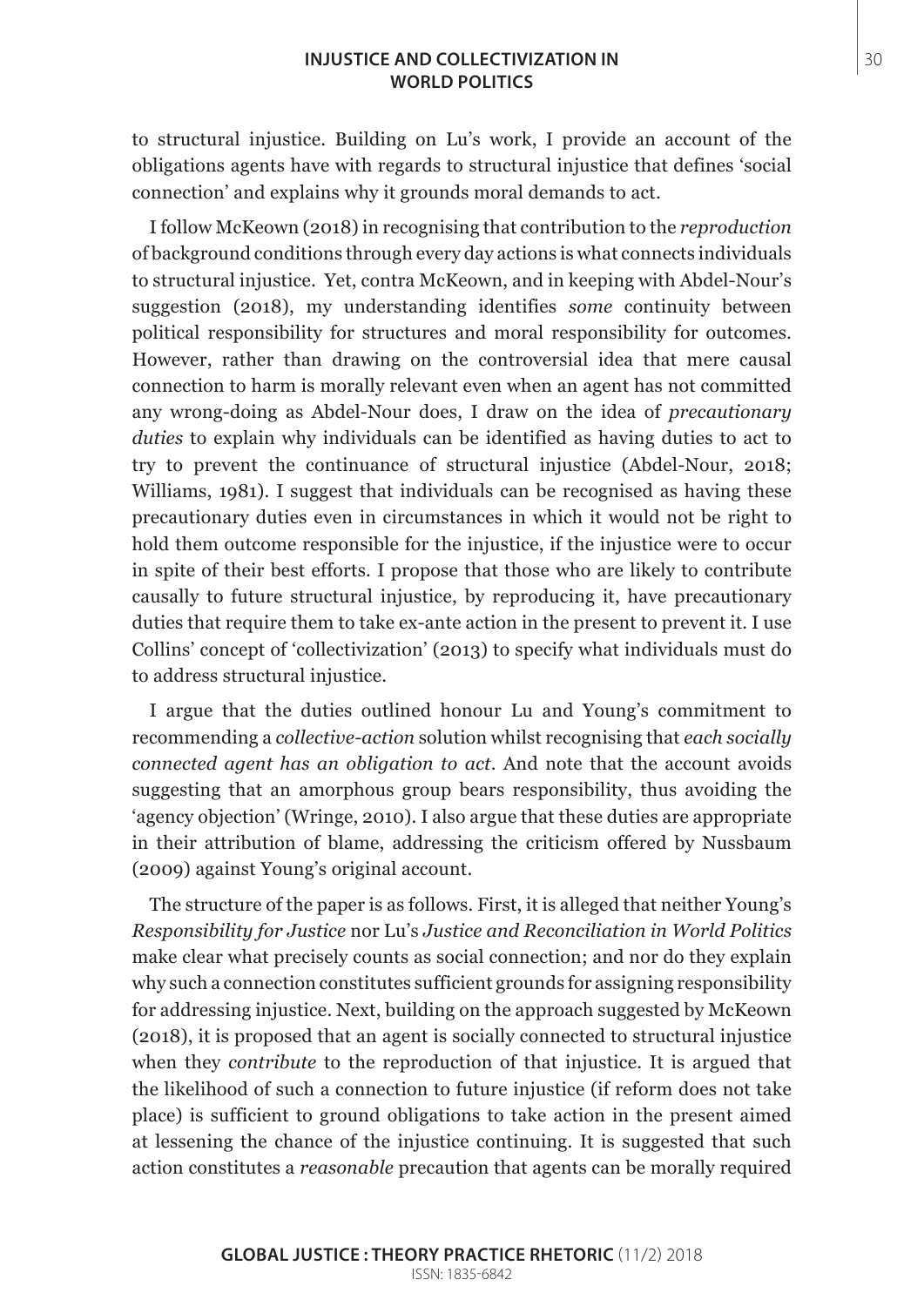to structural injustice. Building on Lu's work, I provide an account of the obligations agents have with regards to structural injustice that defines 'social connection' and explains why it grounds moral demands to act.

I follow McKeown (2018) in recognising that contribution to the *reproduction* of background conditions through every day actions is what connects individuals to structural injustice. Yet, contra McKeown, and in keeping with Abdel-Nour's suggestion (2018), my understanding identifies *some* continuity between political responsibility for structures and moral responsibility for outcomes. However, rather than drawing on the controversial idea that mere causal connection to harm is morally relevant even when an agent has not committed any wrong-doing as Abdel-Nour does, I draw on the idea of *precautionary duties* to explain why individuals can be identified as having duties to act to try to prevent the continuance of structural injustice (Abdel-Nour, 2018; Williams, 1981). I suggest that individuals can be recognised as having these precautionary duties even in circumstances in which it would not be right to hold them outcome responsible for the injustice, if the injustice were to occur in spite of their best efforts. I propose that those who are likely to contribute causally to future structural injustice, by reproducing it, have precautionary duties that require them to take ex-ante action in the present to prevent it. I use Collins' concept of 'collectivization' (2013) to specify what individuals must do to address structural injustice.

I argue that the duties outlined honour Lu and Young's commitment to recommending a *collective-action* solution whilst recognising that *each socially connected agent has an obligation to act*. And note that the account avoids suggesting that an amorphous group bears responsibility, thus avoiding the 'agency objection' (Wringe, 2010). I also argue that these duties are appropriate in their attribution of blame, addressing the criticism offered by Nussbaum (2009) against Young's original account.

The structure of the paper is as follows. First, it is alleged that neither Young's *Responsibility for Justice* nor Lu's *Justice and Reconciliation in World Politics* make clear what precisely counts as social connection; and nor do they explain why such a connection constitutes sufficient grounds for assigning responsibility for addressing injustice. Next, building on the approach suggested by McKeown (2018), it is proposed that an agent is socially connected to structural injustice when they *contribute* to the reproduction of that injustice. It is argued that the likelihood of such a connection to future injustice (if reform does not take place) is sufficient to ground obligations to take action in the present aimed at lessening the chance of the injustice continuing. It is suggested that such action constitutes a *reasonable* precaution that agents can be morally required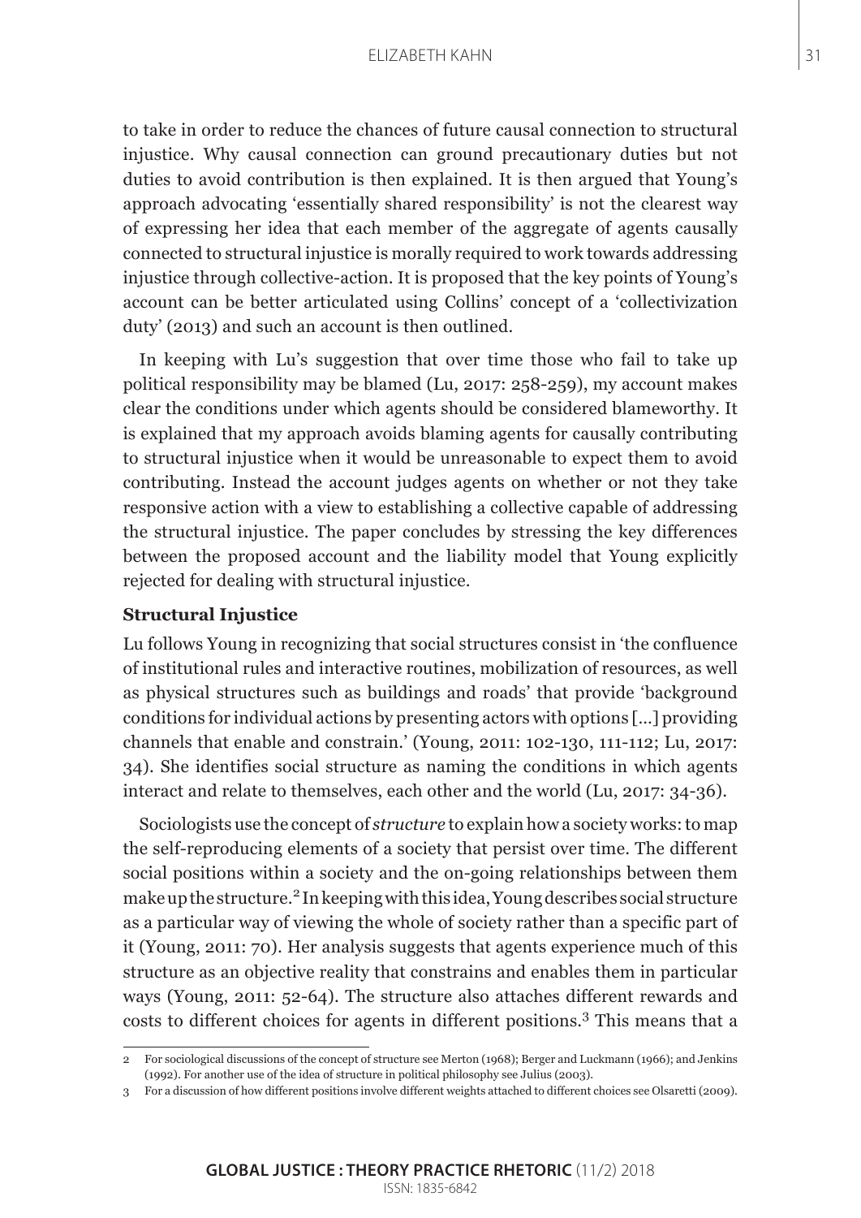to take in order to reduce the chances of future causal connection to structural injustice. Why causal connection can ground precautionary duties but not duties to avoid contribution is then explained. It is then argued that Young's approach advocating 'essentially shared responsibility' is not the clearest way of expressing her idea that each member of the aggregate of agents causally connected to structural injustice is morally required to work towards addressing injustice through collective-action. It is proposed that the key points of Young's account can be better articulated using Collins' concept of a 'collectivization duty' (2013) and such an account is then outlined.

In keeping with Lu's suggestion that over time those who fail to take up political responsibility may be blamed (Lu, 2017: 258-259), my account makes clear the conditions under which agents should be considered blameworthy. It is explained that my approach avoids blaming agents for causally contributing to structural injustice when it would be unreasonable to expect them to avoid contributing. Instead the account judges agents on whether or not they take responsive action with a view to establishing a collective capable of addressing the structural injustice. The paper concludes by stressing the key differences between the proposed account and the liability model that Young explicitly rejected for dealing with structural injustice.

**Structural Injustice**

Lu follows Young in recognizing that social structures consist in 'the confluence of institutional rules and interactive routines, mobilization of resources, as well as physical structures such as buildings and roads' that provide 'background conditions for individual actions by presenting actors with options [...] providing channels that enable and constrain.' (Young, 2011: 102-130, 111-112; Lu, 2017: 34). She identifies social structure as naming the conditions in which agents interact and relate to themselves, each other and the world (Lu, 2017: 34-36).

Sociologists use the concept of *structure* to explain how a society works: to map the self-reproducing elements of a society that persist over time. The different social positions within a society and the on-going relationships between them make up the structure.[2] In keeping with this idea, Young describes social structure as a particular way of viewing the whole of society rather than a specific part of it (Young, 2011: 70). Her analysis suggests that agents experience much of this structure as an objective reality that constrains and enables them in particular ways (Young, 2011: 52-64). The structure also attaches different rewards and costs to different choices for agents in different positions.[3] This means that a

---

2 For sociological discussions of the concept of structure see Merton (1968); Berger and Luckmann (1966); and Jenkins (1992). For another use of the idea of structure in political philosophy see Julius (2003).

3 For a discussion of how different positions involve different weights attached to different choices see Olsaretti (2009).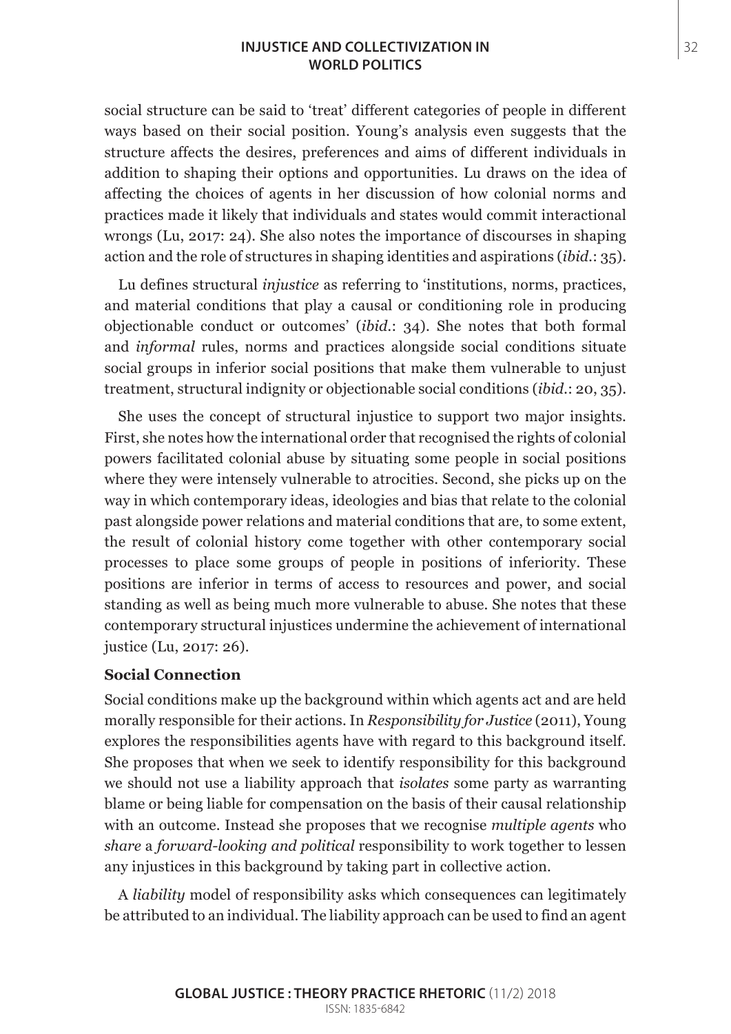social structure can be said to 'treat' different categories of people in different ways based on their social position. Young's analysis even suggests that the structure affects the desires, preferences and aims of different individuals in addition to shaping their options and opportunities. Lu draws on the idea of affecting the choices of agents in her discussion of how colonial norms and practices made it likely that individuals and states would commit interactional wrongs (Lu, 2017: 24). She also notes the importance of discourses in shaping action and the role of structures in shaping identities and aspirations (*ibid.*: 35).

Lu defines structural *injustice* as referring to 'institutions, norms, practices, and material conditions that play a causal or conditioning role in producing objectionable conduct or outcomes' (*ibid.*: 34). She notes that both formal and *informal* rules, norms and practices alongside social conditions situate social groups in inferior social positions that make them vulnerable to unjust treatment, structural indignity or objectionable social conditions (*ibid.*: 20, 35).

She uses the concept of structural injustice to support two major insights. First, she notes how the international order that recognised the rights of colonial powers facilitated colonial abuse by situating some people in social positions where they were intensely vulnerable to atrocities. Second, she picks up on the way in which contemporary ideas, ideologies and bias that relate to the colonial past alongside power relations and material conditions that are, to some extent, the result of colonial history come together with other contemporary social processes to place some groups of people in positions of inferiority. These positions are inferior in terms of access to resources and power, and social standing as well as being much more vulnerable to abuse. She notes that these contemporary structural injustices undermine the achievement of international justice (Lu, 2017: 26).

**Social Connection**

Social conditions make up the background within which agents act and are held morally responsible for their actions. In *Responsibility for Justice* (2011), Young explores the responsibilities agents have with regard to this background itself. She proposes that when we seek to identify responsibility for this background we should not use a liability approach that *isolates* some party as warranting blame or being liable for compensation on the basis of their causal relationship with an outcome. Instead she proposes that we recognise *multiple agents* who *share* a *forward-looking and political* responsibility to work together to lessen any injustices in this background by taking part in collective action.

A *liability* model of responsibility asks which consequences can legitimately be attributed to an individual. The liability approach can be used to find an agent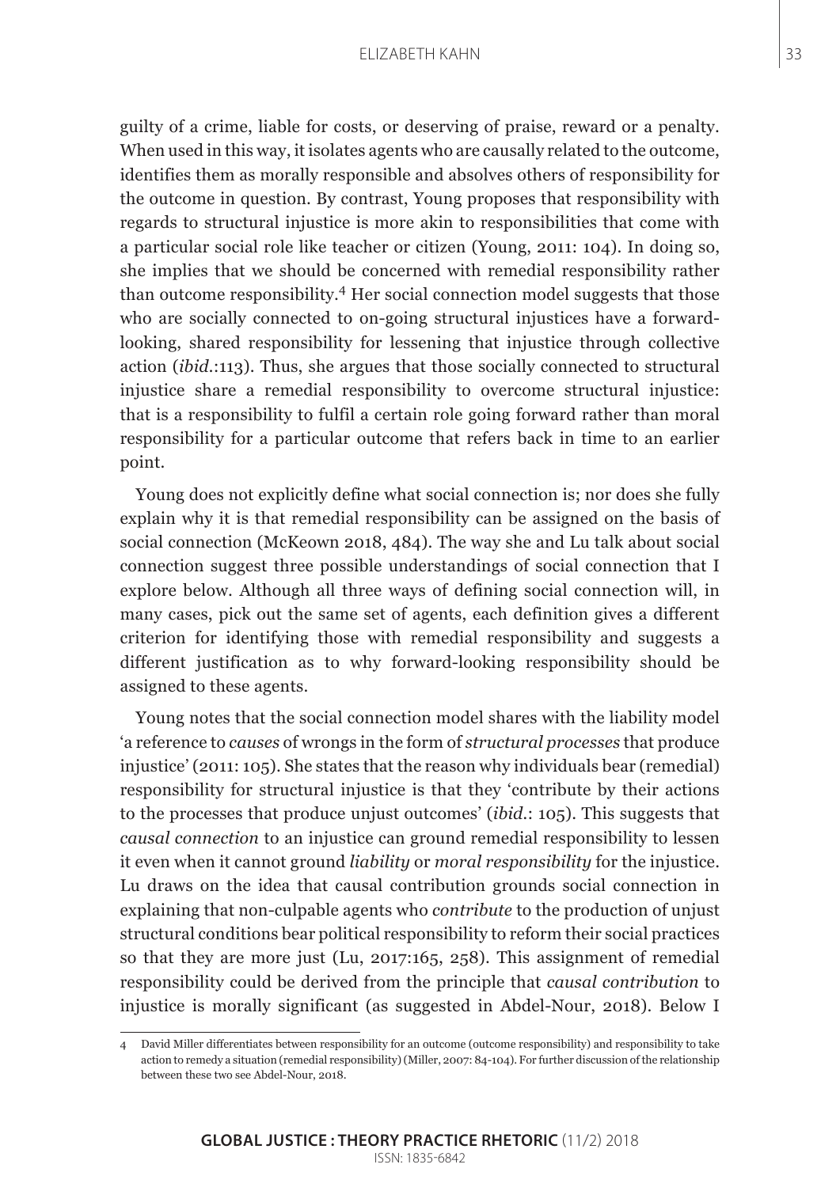guilty of a crime, liable for costs, or deserving of praise, reward or a penalty. When used in this way, it isolates agents who are causally related to the outcome, identifies them as morally responsible and absolves others of responsibility for the outcome in question. By contrast, Young proposes that responsibility with regards to structural injustice is more akin to responsibilities that come with a particular social role like teacher or citizen (Young, 2011: 104). In doing so, she implies that we should be concerned with remedial responsibility rather than outcome responsibility.[4] Her social connection model suggests that those who are socially connected to on-going structural injustices have a forward-looking, shared responsibility for lessening that injustice through collective action (*ibid.*:113). Thus, she argues that those socially connected to structural injustice share a remedial responsibility to overcome structural injustice: that is a responsibility to fulfil a certain role going forward rather than moral responsibility for a particular outcome that refers back in time to an earlier point.

Young does not explicitly define what social connection is; nor does she fully explain why it is that remedial responsibility can be assigned on the basis of social connection (McKeown 2018, 484). The way she and Lu talk about social connection suggest three possible understandings of social connection that I explore below. Although all three ways of defining social connection will, in many cases, pick out the same set of agents, each definition gives a different criterion for identifying those with remedial responsibility and suggests a different justification as to why forward-looking responsibility should be assigned to these agents.

Young notes that the social connection model shares with the liability model 'a reference to *causes* of wrongs in the form of *structural processes* that produce injustice' (2011: 105). She states that the reason why individuals bear (remedial) responsibility for structural injustice is that they 'contribute by their actions to the processes that produce unjust outcomes' (*ibid.*: 105). This suggests that *causal connection* to an injustice can ground remedial responsibility to lessen it even when it cannot ground *liability* or *moral responsibility* for the injustice. Lu draws on the idea that causal contribution grounds social connection in explaining that non-culpable agents who *contribute* to the production of unjust structural conditions bear political responsibility to reform their social practices so that they are more just (Lu, 2017:165, 258). This assignment of remedial responsibility could be derived from the principle that *causal contribution* to injustice is morally significant (as suggested in Abdel-Nour, 2018). Below I

---

4 David Miller differentiates between responsibility for an outcome (outcome responsibility) and responsibility to take action to remedy a situation (remedial responsibility) (Miller, 2007: 84-104). For further discussion of the relationship between these two see Abdel-Nour, 2018.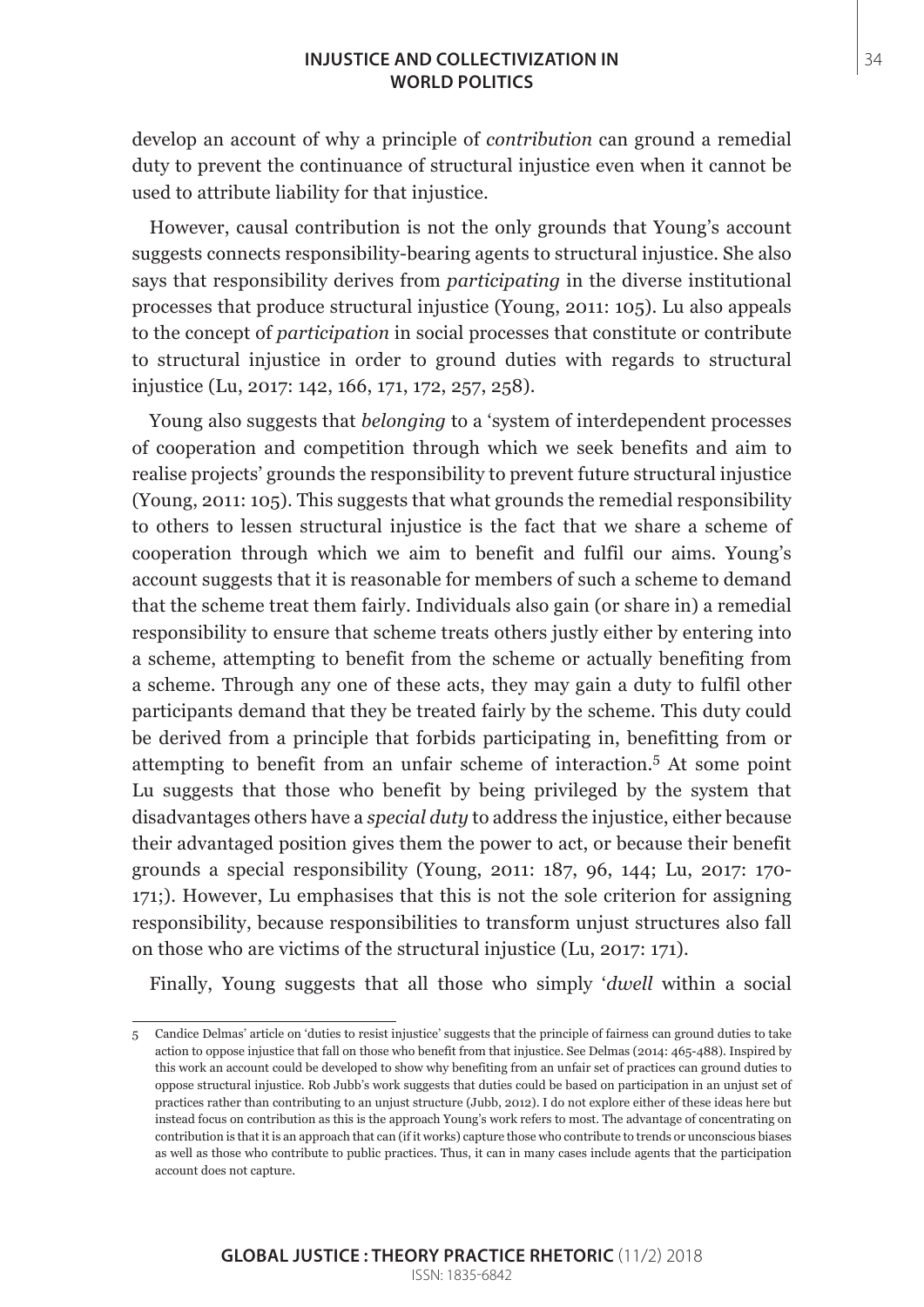develop an account of why a principle of *contribution* can ground a remedial duty to prevent the continuance of structural injustice even when it cannot be used to attribute liability for that injustice.

However, causal contribution is not the only grounds that Young's account suggests connects responsibility-bearing agents to structural injustice. She also says that responsibility derives from *participating* in the diverse institutional processes that produce structural injustice (Young, 2011: 105). Lu also appeals to the concept of *participation* in social processes that constitute or contribute to structural injustice in order to ground duties with regards to structural injustice (Lu, 2017: 142, 166, 171, 172, 257, 258).

Young also suggests that *belonging* to a 'system of interdependent processes of cooperation and competition through which we seek benefits and aim to realise projects' grounds the responsibility to prevent future structural injustice (Young, 2011: 105). This suggests that what grounds the remedial responsibility to others to lessen structural injustice is the fact that we share a scheme of cooperation through which we aim to benefit and fulfil our aims. Young's account suggests that it is reasonable for members of such a scheme to demand that the scheme treat them fairly. Individuals also gain (or share in) a remedial responsibility to ensure that scheme treats others justly either by entering into a scheme, attempting to benefit from the scheme or actually benefiting from a scheme. Through any one of these acts, they may gain a duty to fulfil other participants demand that they be treated fairly by the scheme. This duty could be derived from a principle that forbids participating in, benefitting from or attempting to benefit from an unfair scheme of interaction.[5] At some point Lu suggests that those who benefit by being privileged by the system that disadvantages others have a *special duty* to address the injustice, either because their advantaged position gives them the power to act, or because their benefit grounds a special responsibility (Young, 2011: 187, 96, 144; Lu, 2017: 170-171;). However, Lu emphasises that this is not the sole criterion for assigning responsibility, because responsibilities to transform unjust structures also fall on those who are victims of the structural injustice (Lu, 2017: 171).

Finally, Young suggests that all those who simply '*dwell* within a social

---

5 Candice Delmas' article on 'duties to resist injustice' suggests that the principle of fairness can ground duties to take action to oppose injustice that fall on those who benefit from that injustice. See Delmas (2014: 465-488). Inspired by this work an account could be developed to show why benefiting from an unfair set of practices can ground duties to oppose structural injustice. Rob Jubb's work suggests that duties could be based on participation in an unjust set of practices rather than contributing to an unjust structure (Jubb, 2012). I do not explore either of these ideas here but instead focus on contribution as this is the approach Young's work refers to most. The advantage of concentrating on contribution is that it is an approach that can (if it works) capture those who contribute to trends or unconscious biases as well as those who contribute to public practices. Thus, it can in many cases include agents that the participation account does not capture.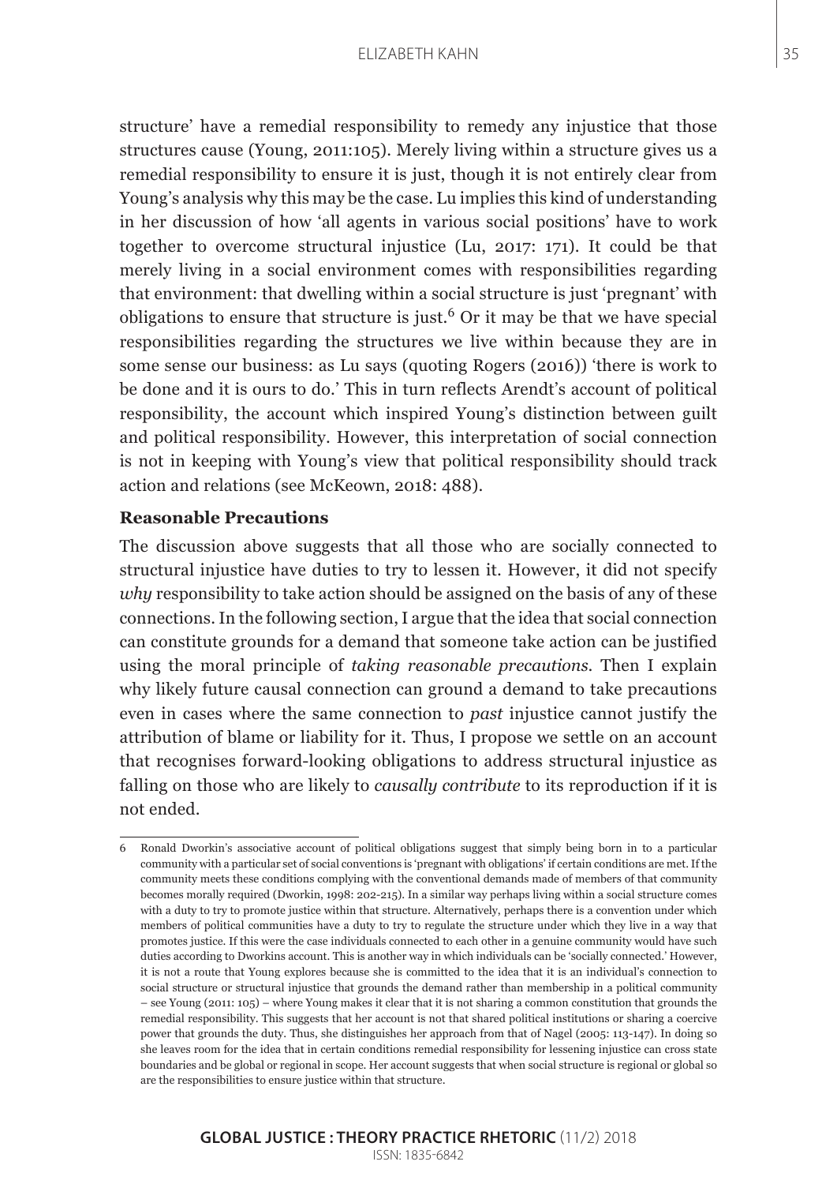structure' have a remedial responsibility to remedy any injustice that those structures cause (Young, 2011:105). Merely living within a structure gives us a remedial responsibility to ensure it is just, though it is not entirely clear from Young's analysis why this may be the case. Lu implies this kind of understanding in her discussion of how 'all agents in various social positions' have to work together to overcome structural injustice (Lu, 2017: 171). It could be that merely living in a social environment comes with responsibilities regarding that environment: that dwelling within a social structure is just 'pregnant' with obligations to ensure that structure is just.[6] Or it may be that we have special responsibilities regarding the structures we live within because they are in some sense our business: as Lu says (quoting Rogers (2016)) 'there is work to be done and it is ours to do.' This in turn reflects Arendt's account of political responsibility, the account which inspired Young's distinction between guilt and political responsibility. However, this interpretation of social connection is not in keeping with Young's view that political responsibility should track action and relations (see McKeown, 2018: 488).

**Reasonable Precautions**

The discussion above suggests that all those who are socially connected to structural injustice have duties to try to lessen it. However, it did not specify *why* responsibility to take action should be assigned on the basis of any of these connections. In the following section, I argue that the idea that social connection can constitute grounds for a demand that someone take action can be justified using the moral principle of *taking reasonable precautions*. Then I explain why likely future causal connection can ground a demand to take precautions even in cases where the same connection to *past* injustice cannot justify the attribution of blame or liability for it. Thus, I propose we settle on an account that recognises forward-looking obligations to address structural injustice as falling on those who are likely to *causally contribute* to its reproduction if it is not ended.

---

6 Ronald Dworkin's associative account of political obligations suggest that simply being born in to a particular community with a particular set of social conventions is 'pregnant with obligations' if certain conditions are met. If the community meets these conditions complying with the conventional demands made of members of that community becomes morally required (Dworkin, 1998: 202-215). In a similar way perhaps living within a social structure comes with a duty to try to promote justice within that structure. Alternatively, perhaps there is a convention under which members of political communities have a duty to try to regulate the structure under which they live in a way that promotes justice. If this were the case individuals connected to each other in a genuine community would have such duties according to Dworkins account. This is another way in which individuals can be 'socially connected.' However, it is not a route that Young explores because she is committed to the idea that it is an individual's connection to social structure or structural injustice that grounds the demand rather than membership in a political community – see Young (2011: 105) – where Young makes it clear that it is not sharing a common constitution that grounds the remedial responsibility. This suggests that her account is not that shared political institutions or sharing a coercive power that grounds the duty. Thus, she distinguishes her approach from that of Nagel (2005: 113-147). In doing so she leaves room for the idea that in certain conditions remedial responsibility for lessening injustice can cross state boundaries and be global or regional in scope. Her account suggests that when social structure is regional or global so are the responsibilities to ensure justice within that structure.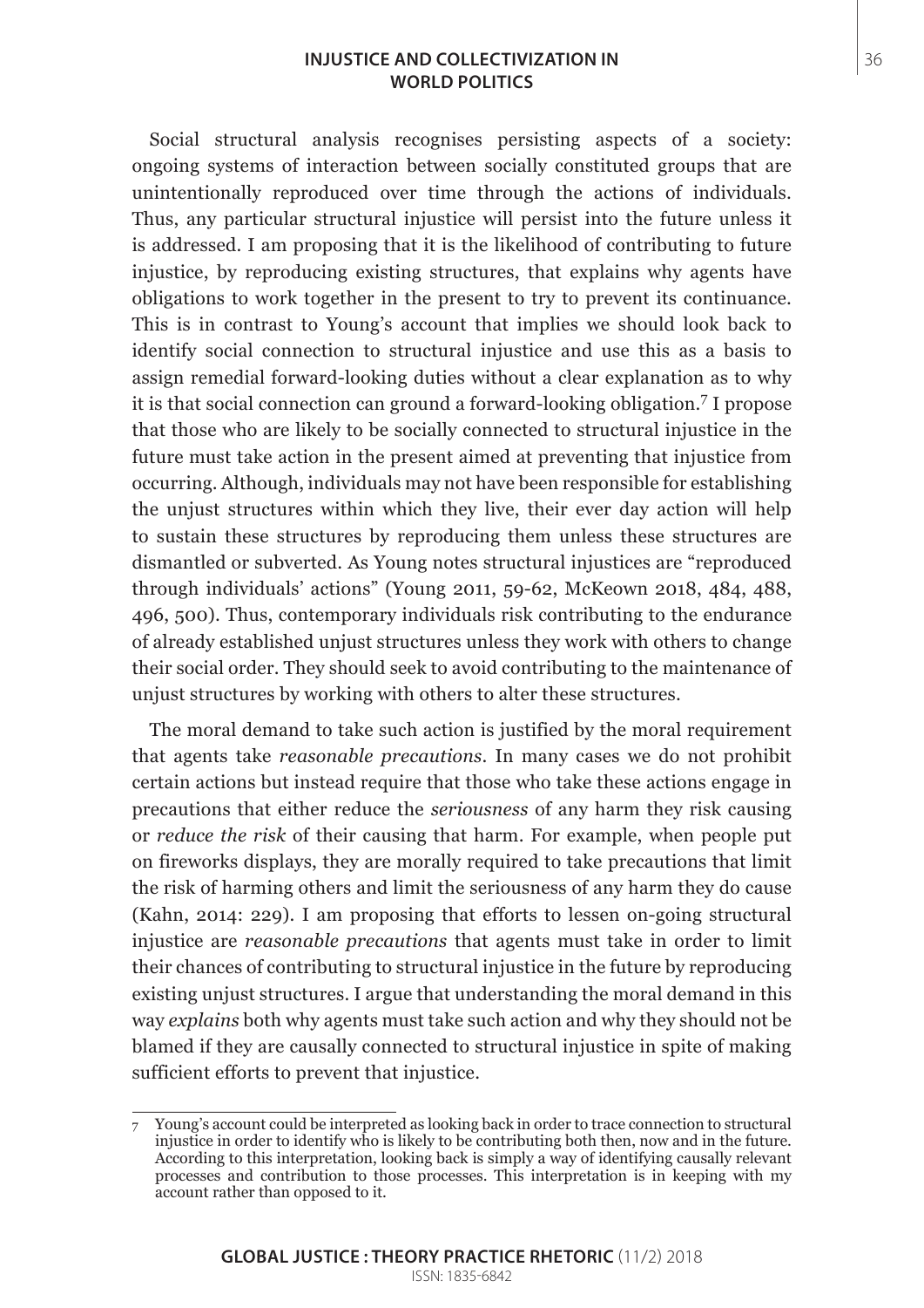Social structural analysis recognises persisting aspects of a society: ongoing systems of interaction between socially constituted groups that are unintentionally reproduced over time through the actions of individuals. Thus, any particular structural injustice will persist into the future unless it is addressed. I am proposing that it is the likelihood of contributing to future injustice, by reproducing existing structures, that explains why agents have obligations to work together in the present to try to prevent its continuance. This is in contrast to Young's account that implies we should look back to identify social connection to structural injustice and use this as a basis to assign remedial forward-looking duties without a clear explanation as to why it is that social connection can ground a forward-looking obligation.[7] I propose that those who are likely to be socially connected to structural injustice in the future must take action in the present aimed at preventing that injustice from occurring. Although, individuals may not have been responsible for establishing the unjust structures within which they live, their ever day action will help to sustain these structures by reproducing them unless these structures are dismantled or subverted. As Young notes structural injustices are "reproduced through individuals' actions" (Young 2011, 59-62, McKeown 2018, 484, 488, 496, 500). Thus, contemporary individuals risk contributing to the endurance of already established unjust structures unless they work with others to change their social order. They should seek to avoid contributing to the maintenance of unjust structures by working with others to alter these structures.

The moral demand to take such action is justified by the moral requirement that agents take *reasonable precautions*. In many cases we do not prohibit certain actions but instead require that those who take these actions engage in precautions that either reduce the *seriousness* of any harm they risk causing or *reduce the risk* of their causing that harm. For example, when people put on fireworks displays, they are morally required to take precautions that limit the risk of harming others and limit the seriousness of any harm they do cause (Kahn, 2014: 229). I am proposing that efforts to lessen on-going structural injustice are *reasonable precautions* that agents must take in order to limit their chances of contributing to structural injustice in the future by reproducing existing unjust structures. I argue that understanding the moral demand in this way *explains* both why agents must take such action and why they should not be blamed if they are causally connected to structural injustice in spite of making sufficient efforts to prevent that injustice.

---

[7] Young's account could be interpreted as looking back in order to trace connection to structural injustice in order to identify who is likely to be contributing both then, now and in the future. According to this interpretation, looking back is simply a way of identifying causally relevant processes and contribution to those processes. This interpretation is in keeping with my account rather than opposed to it.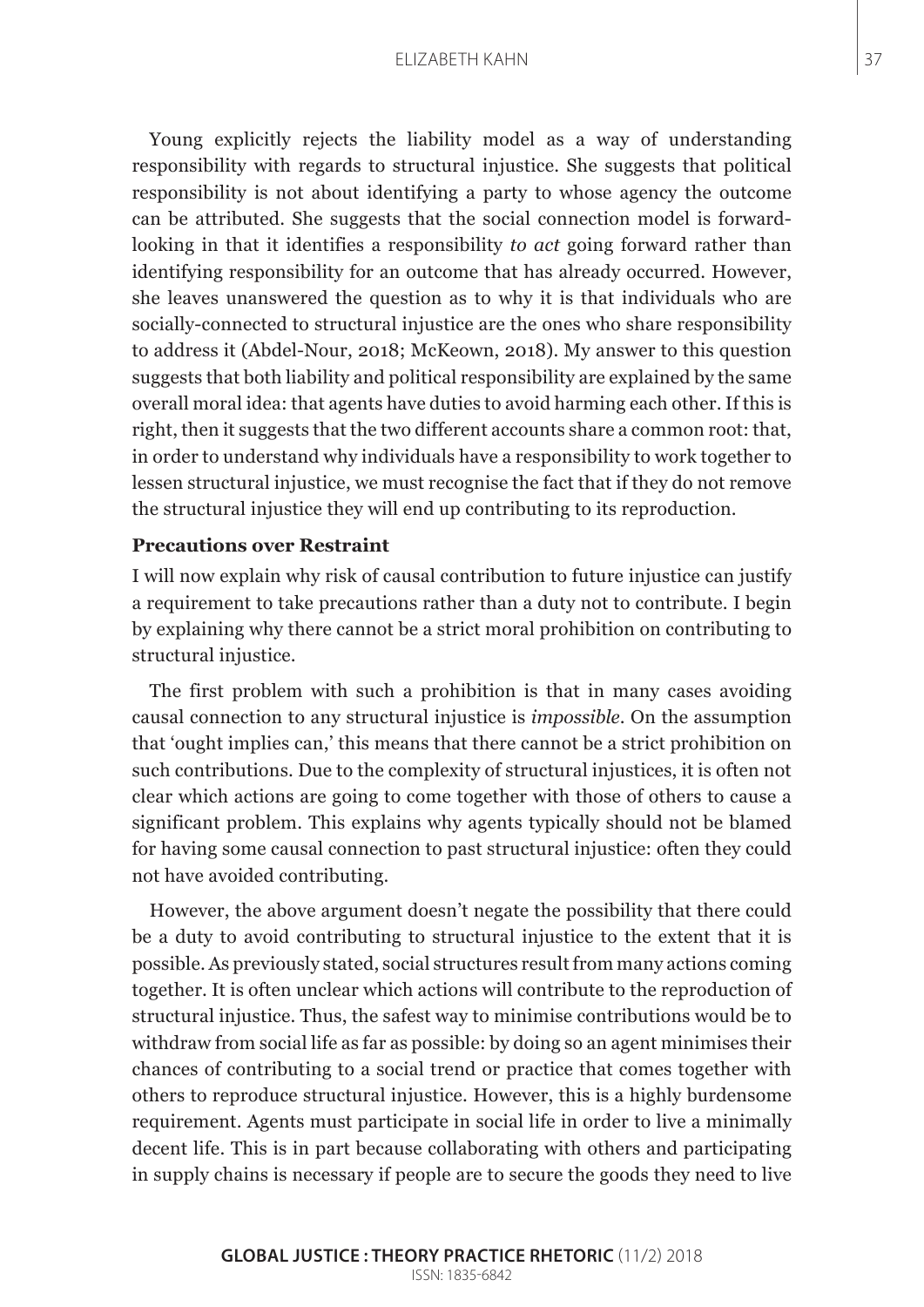Young explicitly rejects the liability model as a way of understanding responsibility with regards to structural injustice. She suggests that political responsibility is not about identifying a party to whose agency the outcome can be attributed. She suggests that the social connection model is forward-looking in that it identifies a responsibility *to act* going forward rather than identifying responsibility for an outcome that has already occurred. However, she leaves unanswered the question as to why it is that individuals who are socially-connected to structural injustice are the ones who share responsibility to address it (Abdel-Nour, 2018; McKeown, 2018). My answer to this question suggests that both liability and political responsibility are explained by the same overall moral idea: that agents have duties to avoid harming each other. If this is right, then it suggests that the two different accounts share a common root: that, in order to understand why individuals have a responsibility to work together to lessen structural injustice, we must recognise the fact that if they do not remove the structural injustice they will end up contributing to its reproduction.

**Precautions over Restraint**

I will now explain why risk of causal contribution to future injustice can justify a requirement to take precautions rather than a duty not to contribute. I begin by explaining why there cannot be a strict moral prohibition on contributing to structural injustice.

The first problem with such a prohibition is that in many cases avoiding causal connection to any structural injustice is *impossible*. On the assumption that 'ought implies can,' this means that there cannot be a strict prohibition on such contributions. Due to the complexity of structural injustices, it is often not clear which actions are going to come together with those of others to cause a significant problem. This explains why agents typically should not be blamed for having some causal connection to past structural injustice: often they could not have avoided contributing.

However, the above argument doesn't negate the possibility that there could be a duty to avoid contributing to structural injustice to the extent that it is possible. As previously stated, social structures result from many actions coming together. It is often unclear which actions will contribute to the reproduction of structural injustice. Thus, the safest way to minimise contributions would be to withdraw from social life as far as possible: by doing so an agent minimises their chances of contributing to a social trend or practice that comes together with others to reproduce structural injustice. However, this is a highly burdensome requirement. Agents must participate in social life in order to live a minimally decent life. This is in part because collaborating with others and participating in supply chains is necessary if people are to secure the goods they need to live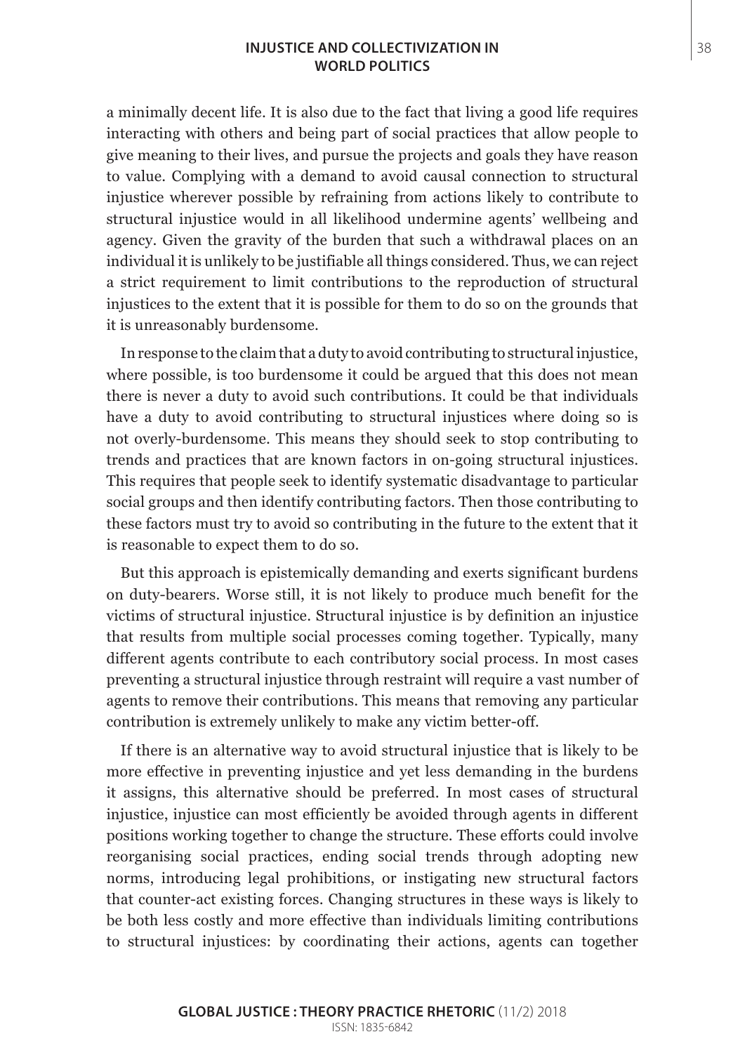a minimally decent life. It is also due to the fact that living a good life requires interacting with others and being part of social practices that allow people to give meaning to their lives, and pursue the projects and goals they have reason to value. Complying with a demand to avoid causal connection to structural injustice wherever possible by refraining from actions likely to contribute to structural injustice would in all likelihood undermine agents' wellbeing and agency. Given the gravity of the burden that such a withdrawal places on an individual it is unlikely to be justifiable all things considered. Thus, we can reject a strict requirement to limit contributions to the reproduction of structural injustices to the extent that it is possible for them to do so on the grounds that it is unreasonably burdensome.

In response to the claim that a duty to avoid contributing to structural injustice, where possible, is too burdensome it could be argued that this does not mean there is never a duty to avoid such contributions. It could be that individuals have a duty to avoid contributing to structural injustices where doing so is not overly-burdensome. This means they should seek to stop contributing to trends and practices that are known factors in on-going structural injustices. This requires that people seek to identify systematic disadvantage to particular social groups and then identify contributing factors. Then those contributing to these factors must try to avoid so contributing in the future to the extent that it is reasonable to expect them to do so.

But this approach is epistemically demanding and exerts significant burdens on duty-bearers. Worse still, it is not likely to produce much benefit for the victims of structural injustice. Structural injustice is by definition an injustice that results from multiple social processes coming together. Typically, many different agents contribute to each contributory social process. In most cases preventing a structural injustice through restraint will require a vast number of agents to remove their contributions. This means that removing any particular contribution is extremely unlikely to make any victim better-off.

If there is an alternative way to avoid structural injustice that is likely to be more effective in preventing injustice and yet less demanding in the burdens it assigns, this alternative should be preferred. In most cases of structural injustice, injustice can most efficiently be avoided through agents in different positions working together to change the structure. These efforts could involve reorganising social practices, ending social trends through adopting new norms, introducing legal prohibitions, or instigating new structural factors that counter-act existing forces. Changing structures in these ways is likely to be both less costly and more effective than individuals limiting contributions to structural injustices: by coordinating their actions, agents can together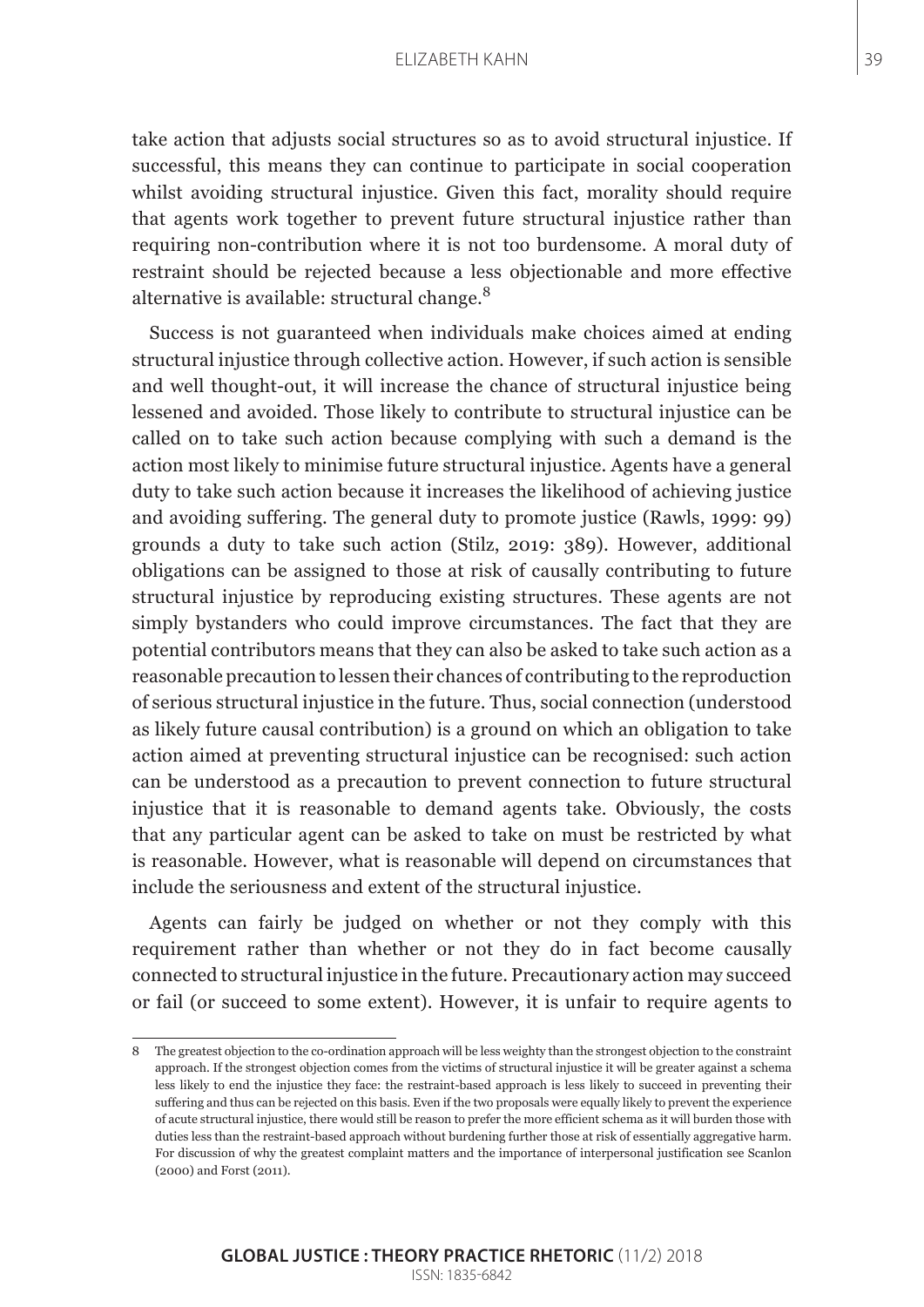take action that adjusts social structures so as to avoid structural injustice. If successful, this means they can continue to participate in social cooperation whilst avoiding structural injustice. Given this fact, morality should require that agents work together to prevent future structural injustice rather than requiring non-contribution where it is not too burdensome. A moral duty of restraint should be rejected because a less objectionable and more effective alternative is available: structural change.[8]

Success is not guaranteed when individuals make choices aimed at ending structural injustice through collective action. However, if such action is sensible and well thought-out, it will increase the chance of structural injustice being lessened and avoided. Those likely to contribute to structural injustice can be called on to take such action because complying with such a demand is the action most likely to minimise future structural injustice. Agents have a general duty to take such action because it increases the likelihood of achieving justice and avoiding suffering. The general duty to promote justice (Rawls, 1999: 99) grounds a duty to take such action (Stilz, 2019: 389). However, additional obligations can be assigned to those at risk of causally contributing to future structural injustice by reproducing existing structures. These agents are not simply bystanders who could improve circumstances. The fact that they are potential contributors means that they can also be asked to take such action as a reasonable precaution to lessen their chances of contributing to the reproduction of serious structural injustice in the future. Thus, social connection (understood as likely future causal contribution) is a ground on which an obligation to take action aimed at preventing structural injustice can be recognised: such action can be understood as a precaution to prevent connection to future structural injustice that it is reasonable to demand agents take. Obviously, the costs that any particular agent can be asked to take on must be restricted by what is reasonable. However, what is reasonable will depend on circumstances that include the seriousness and extent of the structural injustice.

Agents can fairly be judged on whether or not they comply with this requirement rather than whether or not they do in fact become causally connected to structural injustice in the future. Precautionary action may succeed or fail (or succeed to some extent). However, it is unfair to require agents to

---

8 The greatest objection to the co-ordination approach will be less weighty than the strongest objection to the constraint approach. If the strongest objection comes from the victims of structural injustice it will be greater against a schema less likely to end the injustice they face: the restraint-based approach is less likely to succeed in preventing their suffering and thus can be rejected on this basis. Even if the two proposals were equally likely to prevent the experience of acute structural injustice, there would still be reason to prefer the more efficient schema as it will burden those with duties less than the restraint-based approach without burdening further those at risk of essentially aggregative harm. For discussion of why the greatest complaint matters and the importance of interpersonal justification see Scanlon (2000) and Forst (2011).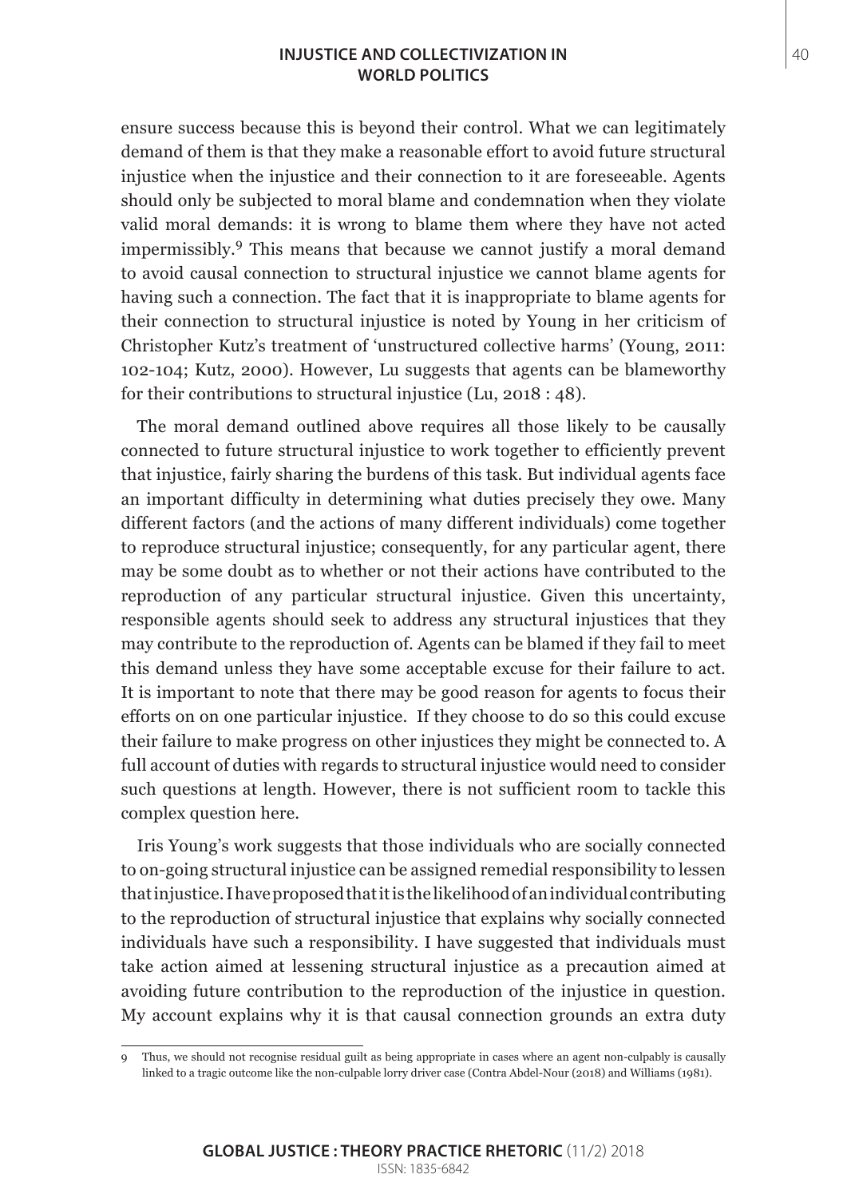ensure success because this is beyond their control. What we can legitimately demand of them is that they make a reasonable effort to avoid future structural injustice when the injustice and their connection to it are foreseeable. Agents should only be subjected to moral blame and condemnation when they violate valid moral demands: it is wrong to blame them where they have not acted impermissibly.[9] This means that because we cannot justify a moral demand to avoid causal connection to structural injustice we cannot blame agents for having such a connection. The fact that it is inappropriate to blame agents for their connection to structural injustice is noted by Young in her criticism of Christopher Kutz's treatment of 'unstructured collective harms' (Young, 2011: 102-104; Kutz, 2000). However, Lu suggests that agents can be blameworthy for their contributions to structural injustice (Lu, 2018 : 48).

The moral demand outlined above requires all those likely to be causally connected to future structural injustice to work together to efficiently prevent that injustice, fairly sharing the burdens of this task. But individual agents face an important difficulty in determining what duties precisely they owe. Many different factors (and the actions of many different individuals) come together to reproduce structural injustice; consequently, for any particular agent, there may be some doubt as to whether or not their actions have contributed to the reproduction of any particular structural injustice. Given this uncertainty, responsible agents should seek to address any structural injustices that they may contribute to the reproduction of. Agents can be blamed if they fail to meet this demand unless they have some acceptable excuse for their failure to act. It is important to note that there may be good reason for agents to focus their efforts on on one particular injustice. If they choose to do so this could excuse their failure to make progress on other injustices they might be connected to. A full account of duties with regards to structural injustice would need to consider such questions at length. However, there is not sufficient room to tackle this complex question here.

Iris Young's work suggests that those individuals who are socially connected to on-going structural injustice can be assigned remedial responsibility to lessen that injustice. I have proposed that it is the likelihood of an individual contributing to the reproduction of structural injustice that explains why socially connected individuals have such a responsibility. I have suggested that individuals must take action aimed at lessening structural injustice as a precaution aimed at avoiding future contribution to the reproduction of the injustice in question. My account explains why it is that causal connection grounds an extra duty

---

9 Thus, we should not recognise residual guilt as being appropriate in cases where an agent non-culpably is causally linked to a tragic outcome like the non-culpable lorry driver case (Contra Abdel-Nour (2018) and Williams (1981).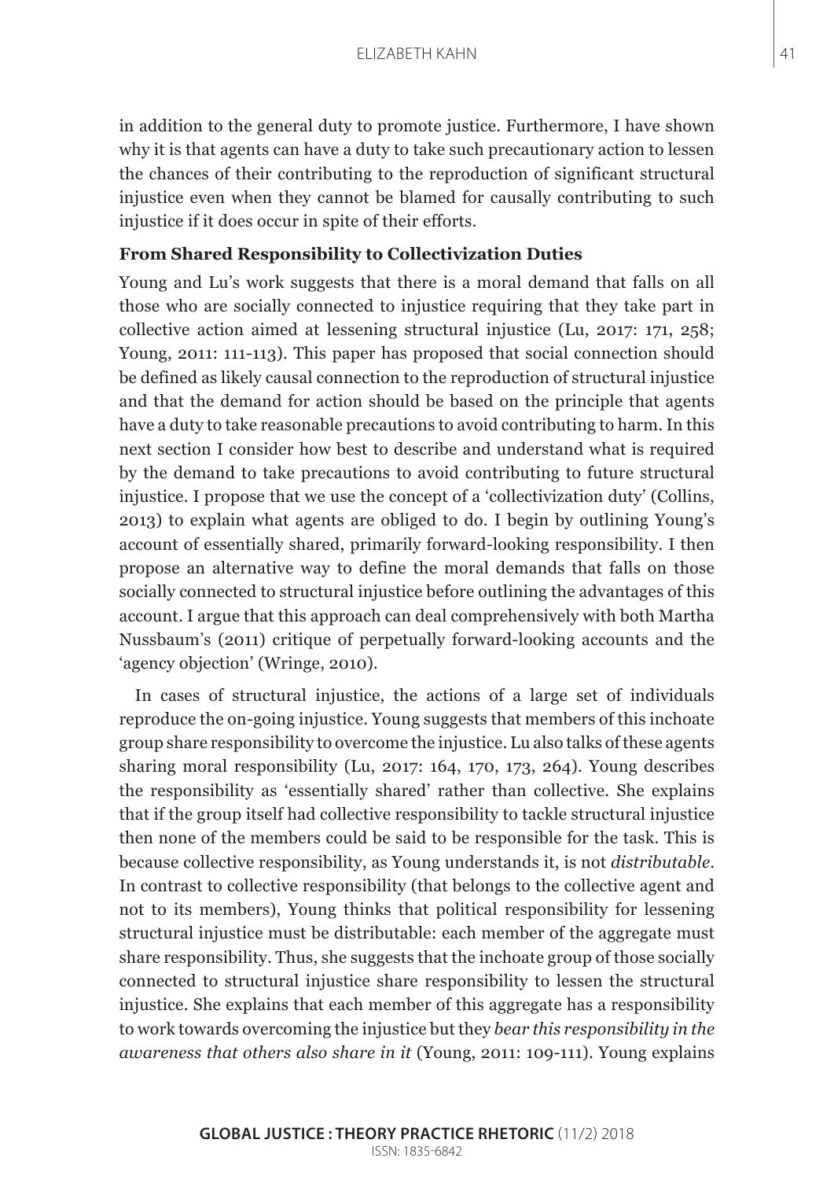in addition to the general duty to promote justice. Furthermore, I have shown why it is that agents can have a duty to take such precautionary action to lessen the chances of their contributing to the reproduction of significant structural injustice even when they cannot be blamed for causally contributing to such injustice if it does occur in spite of their efforts.

### From Shared Responsibility to Collectivization Duties

Young and Lu's work suggests that there is a moral demand that falls on all those who are socially connected to injustice requiring that they take part in collective action aimed at lessening structural injustice (Lu, 2017: 171, 258; Young, 2011: 111-113). This paper has proposed that social connection should be defined as likely causal connection to the reproduction of structural injustice and that the demand for action should be based on the principle that agents have a duty to take reasonable precautions to avoid contributing to harm. In this next section I consider how best to describe and understand what is required by the demand to take precautions to avoid contributing to future structural injustice. I propose that we use the concept of a 'collectivization duty' (Collins, 2013) to explain what agents are obliged to do. I begin by outlining Young's account of essentially shared, primarily forward-looking responsibility. I then propose an alternative way to define the moral demands that falls on those socially connected to structural injustice before outlining the advantages of this account. I argue that this approach can deal comprehensively with both Martha Nussbaum's (2011) critique of perpetually forward-looking accounts and the 'agency objection' (Wringe, 2010).

In cases of structural injustice, the actions of a large set of individuals reproduce the on-going injustice. Young suggests that members of this inchoate group share responsibility to overcome the injustice. Lu also talks of these agents sharing moral responsibility (Lu, 2017: 164, 170, 173, 264). Young describes the responsibility as 'essentially shared' rather than collective. She explains that if the group itself had collective responsibility to tackle structural injustice then none of the members could be said to be responsible for the task. This is because collective responsibility, as Young understands it, is not *distributable*. In contrast to collective responsibility (that belongs to the collective agent and not to its members), Young thinks that political responsibility for lessening structural injustice must be distributable: each member of the aggregate must share responsibility. Thus, she suggests that the inchoate group of those socially connected to structural injustice share responsibility to lessen the structural injustice. She explains that each member of this aggregate has a responsibility to work towards overcoming the injustice but they *bear this responsibility in the awareness that others also share in it* (Young, 2011: 109-111). Young explains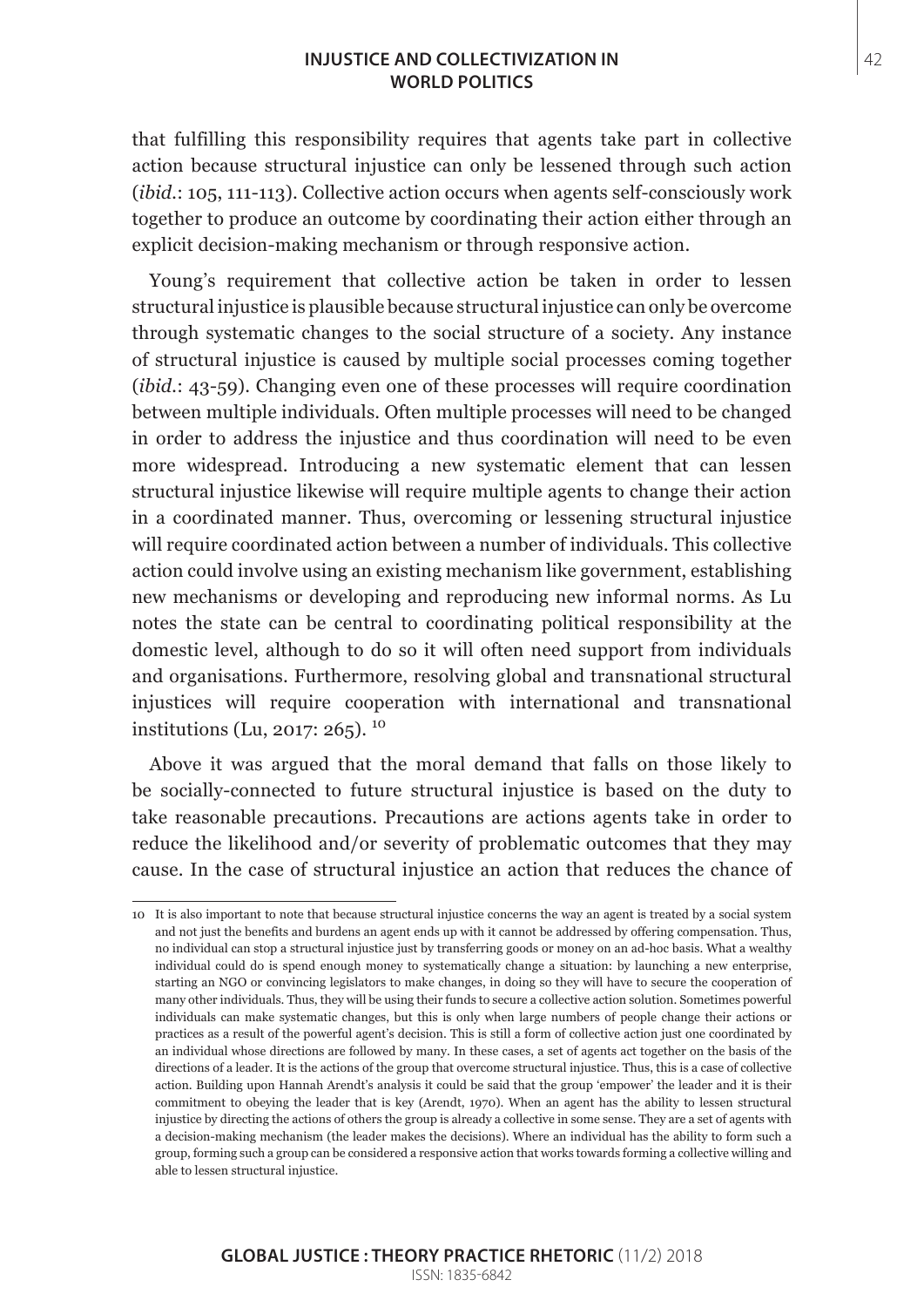that fulfilling this responsibility requires that agents take part in collective action because structural injustice can only be lessened through such action (*ibid.*: 105, 111-113). Collective action occurs when agents self-consciously work together to produce an outcome by coordinating their action either through an explicit decision-making mechanism or through responsive action.

Young's requirement that collective action be taken in order to lessen structural injustice is plausible because structural injustice can only be overcome through systematic changes to the social structure of a society. Any instance of structural injustice is caused by multiple social processes coming together (*ibid.*: 43-59). Changing even one of these processes will require coordination between multiple individuals. Often multiple processes will need to be changed in order to address the injustice and thus coordination will need to be even more widespread. Introducing a new systematic element that can lessen structural injustice likewise will require multiple agents to change their action in a coordinated manner. Thus, overcoming or lessening structural injustice will require coordinated action between a number of individuals. This collective action could involve using an existing mechanism like government, establishing new mechanisms or developing and reproducing new informal norms. As Lu notes the state can be central to coordinating political responsibility at the domestic level, although to do so it will often need support from individuals and organisations. Furthermore, resolving global and transnational structural injustices will require cooperation with international and transnational institutions (Lu, 2017: 265). [10]

Above it was argued that the moral demand that falls on those likely to be socially-connected to future structural injustice is based on the duty to take reasonable precautions. Precautions are actions agents take in order to reduce the likelihood and/or severity of problematic outcomes that they may cause. In the case of structural injustice an action that reduces the chance of

---

10 It is also important to note that because structural injustice concerns the way an agent is treated by a social system and not just the benefits and burdens an agent ends up with it cannot be addressed by offering compensation. Thus, no individual can stop a structural injustice just by transferring goods or money on an ad-hoc basis. What a wealthy individual could do is spend enough money to systematically change a situation: by launching a new enterprise, starting an NGO or convincing legislators to make changes, in doing so they will have to secure the cooperation of many other individuals. Thus, they will be using their funds to secure a collective action solution. Sometimes powerful individuals can make systematic changes, but this is only when large numbers of people change their actions or practices as a result of the powerful agent's decision. This is still a form of collective action just one coordinated by an individual whose directions are followed by many. In these cases, a set of agents act together on the basis of the directions of a leader. It is the actions of the group that overcome structural injustice. Thus, this is a case of collective action. Building upon Hannah Arendt's analysis it could be said that the group 'empower' the leader and it is their commitment to obeying the leader that is key (Arendt, 1970). When an agent has the ability to lessen structural injustice by directing the actions of others the group is already a collective in some sense. They are a set of agents with a decision-making mechanism (the leader makes the decisions). Where an individual has the ability to form such a group, forming such a group can be considered a responsive action that works towards forming a collective willing and able to lessen structural injustice.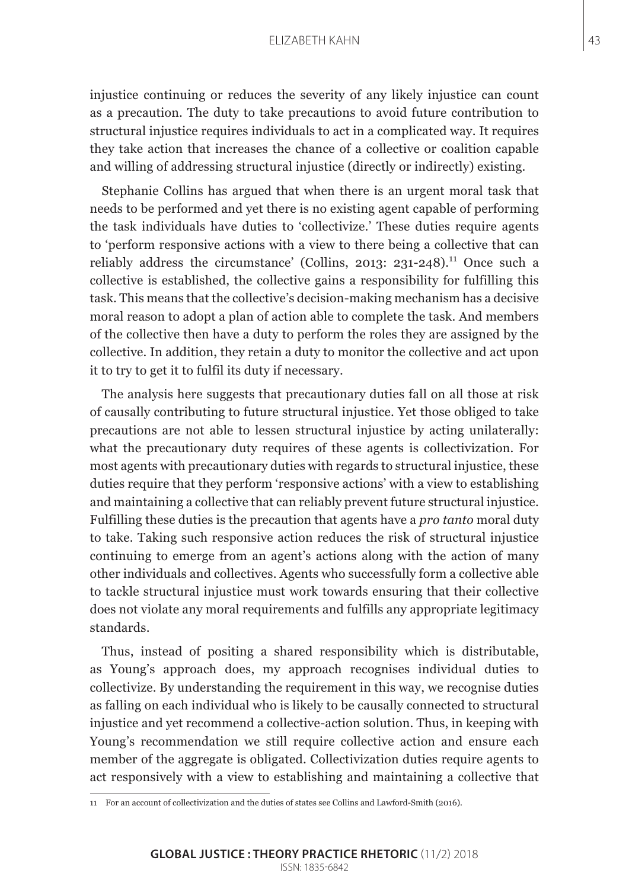injustice continuing or reduces the severity of any likely injustice can count as a precaution. The duty to take precautions to avoid future contribution to structural injustice requires individuals to act in a complicated way. It requires they take action that increases the chance of a collective or coalition capable and willing of addressing structural injustice (directly or indirectly) existing.

Stephanie Collins has argued that when there is an urgent moral task that needs to be performed and yet there is no existing agent capable of performing the task individuals have duties to 'collectivize.' These duties require agents to 'perform responsive actions with a view to there being a collective that can reliably address the circumstance' (Collins, 2013: 231-248).[11] Once such a collective is established, the collective gains a responsibility for fulfilling this task. This means that the collective's decision-making mechanism has a decisive moral reason to adopt a plan of action able to complete the task. And members of the collective then have a duty to perform the roles they are assigned by the collective. In addition, they retain a duty to monitor the collective and act upon it to try to get it to fulfil its duty if necessary.

The analysis here suggests that precautionary duties fall on all those at risk of causally contributing to future structural injustice. Yet those obliged to take precautions are not able to lessen structural injustice by acting unilaterally: what the precautionary duty requires of these agents is collectivization. For most agents with precautionary duties with regards to structural injustice, these duties require that they perform 'responsive actions' with a view to establishing and maintaining a collective that can reliably prevent future structural injustice. Fulfilling these duties is the precaution that agents have a *pro tanto* moral duty to take. Taking such responsive action reduces the risk of structural injustice continuing to emerge from an agent's actions along with the action of many other individuals and collectives. Agents who successfully form a collective able to tackle structural injustice must work towards ensuring that their collective does not violate any moral requirements and fulfills any appropriate legitimacy standards.

Thus, instead of positing a shared responsibility which is distributable, as Young's approach does, my approach recognises individual duties to collectivize. By understanding the requirement in this way, we recognise duties as falling on each individual who is likely to be causally connected to structural injustice and yet recommend a collective-action solution. Thus, in keeping with Young's recommendation we still require collective action and ensure each member of the aggregate is obligated. Collectivization duties require agents to act responsively with a view to establishing and maintaining a collective that

11 For an account of collectivization and the duties of states see Collins and Lawford-Smith (2016).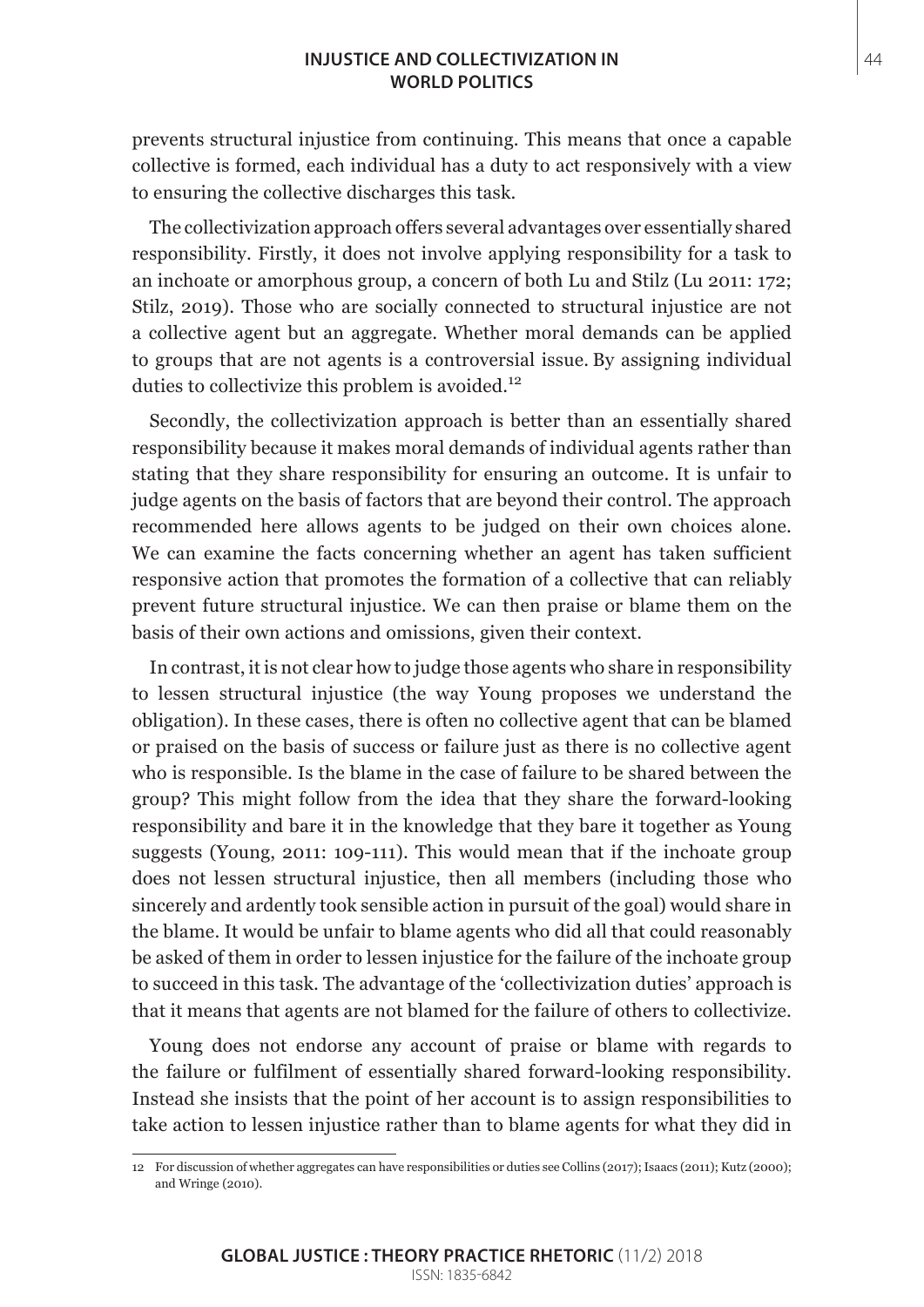prevents structural injustice from continuing. This means that once a capable collective is formed, each individual has a duty to act responsively with a view to ensuring the collective discharges this task.

The collectivization approach offers several advantages over essentially shared responsibility. Firstly, it does not involve applying responsibility for a task to an inchoate or amorphous group, a concern of both Lu and Stilz (Lu 2011: 172; Stilz, 2019). Those who are socially connected to structural injustice are not a collective agent but an aggregate. Whether moral demands can be applied to groups that are not agents is a controversial issue. By assigning individual duties to collectivize this problem is avoided.[12]

Secondly, the collectivization approach is better than an essentially shared responsibility because it makes moral demands of individual agents rather than stating that they share responsibility for ensuring an outcome. It is unfair to judge agents on the basis of factors that are beyond their control. The approach recommended here allows agents to be judged on their own choices alone. We can examine the facts concerning whether an agent has taken sufficient responsive action that promotes the formation of a collective that can reliably prevent future structural injustice. We can then praise or blame them on the basis of their own actions and omissions, given their context.

In contrast, it is not clear how to judge those agents who share in responsibility to lessen structural injustice (the way Young proposes we understand the obligation). In these cases, there is often no collective agent that can be blamed or praised on the basis of success or failure just as there is no collective agent who is responsible. Is the blame in the case of failure to be shared between the group? This might follow from the idea that they share the forward-looking responsibility and bare it in the knowledge that they bare it together as Young suggests (Young, 2011: 109-111). This would mean that if the inchoate group does not lessen structural injustice, then all members (including those who sincerely and ardently took sensible action in pursuit of the goal) would share in the blame. It would be unfair to blame agents who did all that could reasonably be asked of them in order to lessen injustice for the failure of the inchoate group to succeed in this task. The advantage of the 'collectivization duties' approach is that it means that agents are not blamed for the failure of others to collectivize.

Young does not endorse any account of praise or blame with regards to the failure or fulfilment of essentially shared forward-looking responsibility. Instead she insists that the point of her account is to assign responsibilities to take action to lessen injustice rather than to blame agents for what they did in

---

[12] For discussion of whether aggregates can have responsibilities or duties see Collins (2017); Isaacs (2011); Kutz (2000); and Wringe (2010).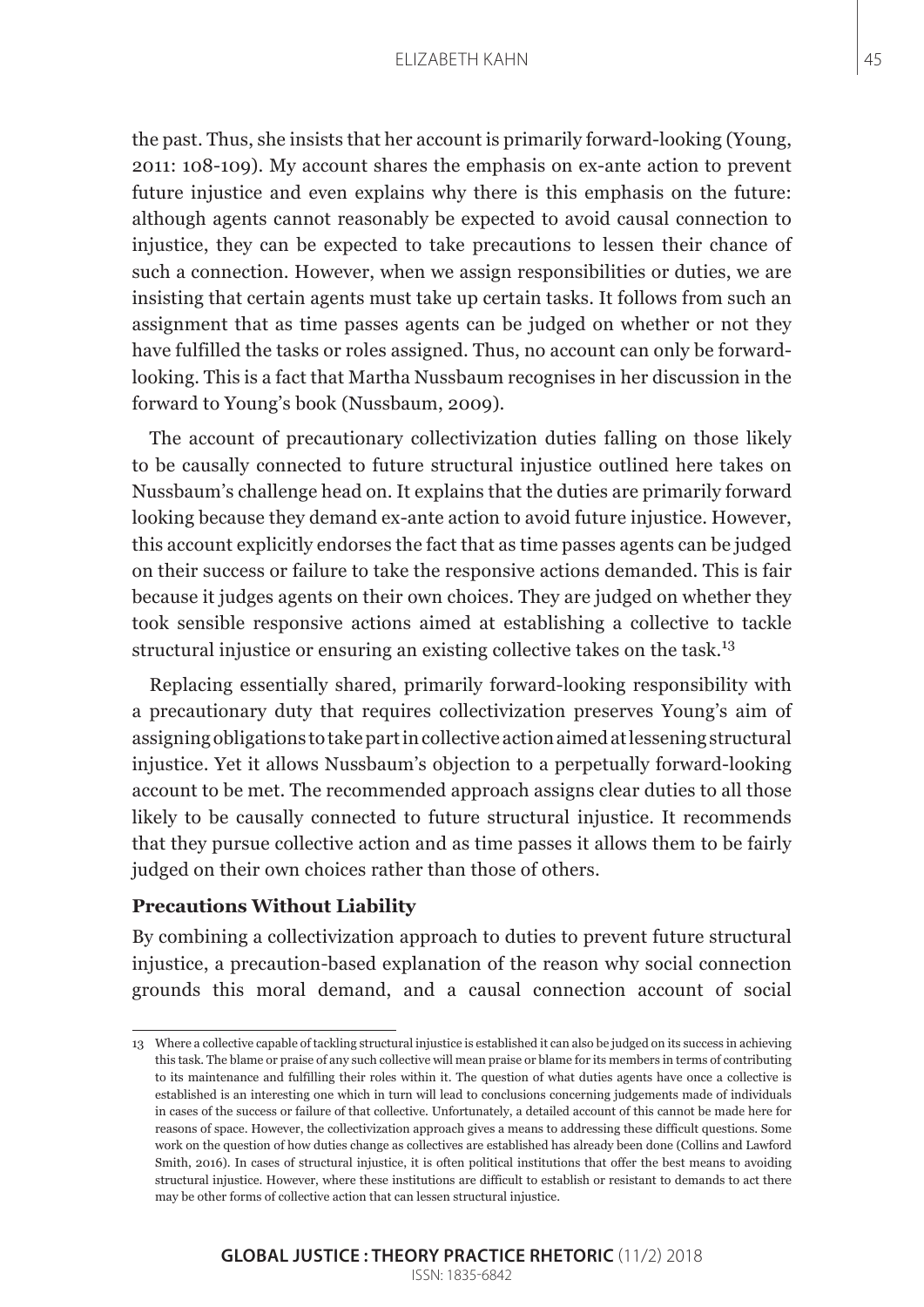the past. Thus, she insists that her account is primarily forward-looking (Young, 2011: 108-109). My account shares the emphasis on ex-ante action to prevent future injustice and even explains why there is this emphasis on the future: although agents cannot reasonably be expected to avoid causal connection to injustice, they can be expected to take precautions to lessen their chance of such a connection. However, when we assign responsibilities or duties, we are insisting that certain agents must take up certain tasks. It follows from such an assignment that as time passes agents can be judged on whether or not they have fulfilled the tasks or roles assigned. Thus, no account can only be forward-looking. This is a fact that Martha Nussbaum recognises in her discussion in the forward to Young's book (Nussbaum, 2009).

The account of precautionary collectivization duties falling on those likely to be causally connected to future structural injustice outlined here takes on Nussbaum's challenge head on. It explains that the duties are primarily forward looking because they demand ex-ante action to avoid future injustice. However, this account explicitly endorses the fact that as time passes agents can be judged on their success or failure to take the responsive actions demanded. This is fair because it judges agents on their own choices. They are judged on whether they took sensible responsive actions aimed at establishing a collective to tackle structural injustice or ensuring an existing collective takes on the task.[13]

Replacing essentially shared, primarily forward-looking responsibility with a precautionary duty that requires collectivization preserves Young's aim of assigning obligations to take part in collective action aimed at lessening structural injustice. Yet it allows Nussbaum's objection to a perpetually forward-looking account to be met. The recommended approach assigns clear duties to all those likely to be causally connected to future structural injustice. It recommends that they pursue collective action and as time passes it allows them to be fairly judged on their own choices rather than those of others.

**Precautions Without Liability**

By combining a collectivization approach to duties to prevent future structural injustice, a precaution-based explanation of the reason why social connection grounds this moral demand, and a causal connection account of social

---

13 Where a collective capable of tackling structural injustice is established it can also be judged on its success in achieving this task. The blame or praise of any such collective will mean praise or blame for its members in terms of contributing to its maintenance and fulfilling their roles within it. The question of what duties agents have once a collective is established is an interesting one which in turn will lead to conclusions concerning judgements made of individuals in cases of the success or failure of that collective. Unfortunately, a detailed account of this cannot be made here for reasons of space. However, the collectivization approach gives a means to addressing these difficult questions. Some work on the question of how duties change as collectives are established has already been done (Collins and Lawford Smith, 2016). In cases of structural injustice, it is often political institutions that offer the best means to avoiding structural injustice. However, where these institutions are difficult to establish or resistant to demands to act there may be other forms of collective action that can lessen structural injustice.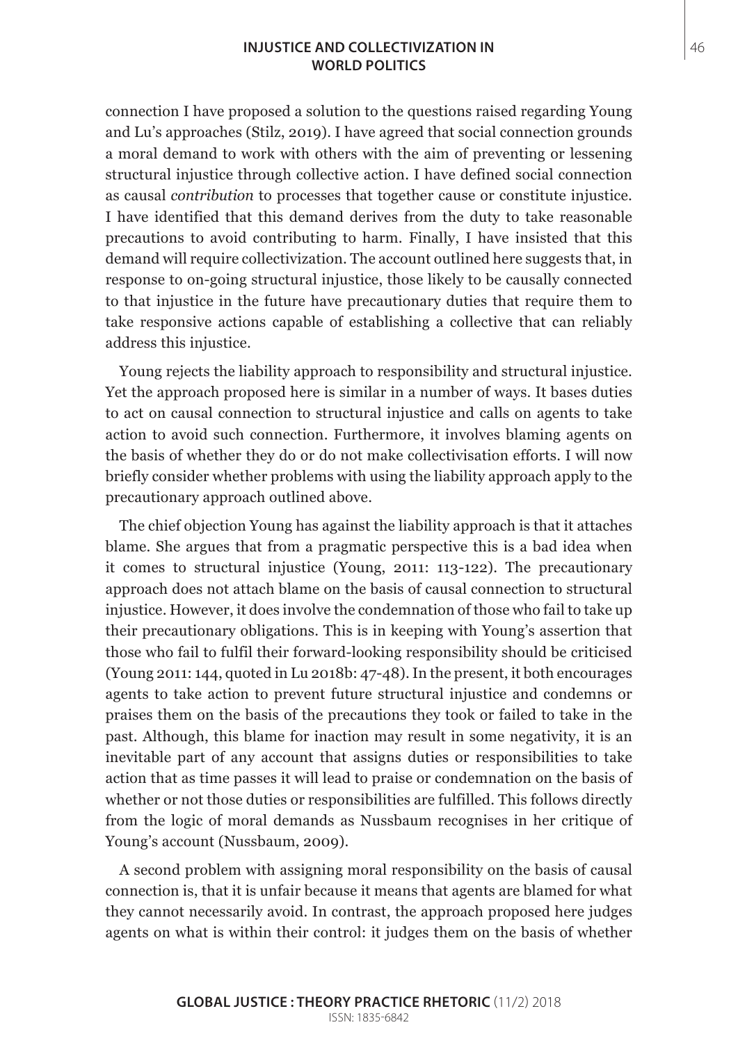connection I have proposed a solution to the questions raised regarding Young and Lu's approaches (Stilz, 2019). I have agreed that social connection grounds a moral demand to work with others with the aim of preventing or lessening structural injustice through collective action. I have defined social connection as causal *contribution* to processes that together cause or constitute injustice. I have identified that this demand derives from the duty to take reasonable precautions to avoid contributing to harm. Finally, I have insisted that this demand will require collectivization. The account outlined here suggests that, in response to on-going structural injustice, those likely to be causally connected to that injustice in the future have precautionary duties that require them to take responsive actions capable of establishing a collective that can reliably address this injustice.

Young rejects the liability approach to responsibility and structural injustice. Yet the approach proposed here is similar in a number of ways. It bases duties to act on causal connection to structural injustice and calls on agents to take action to avoid such connection. Furthermore, it involves blaming agents on the basis of whether they do or do not make collectivisation efforts. I will now briefly consider whether problems with using the liability approach apply to the precautionary approach outlined above.

The chief objection Young has against the liability approach is that it attaches blame. She argues that from a pragmatic perspective this is a bad idea when it comes to structural injustice (Young, 2011: 113-122). The precautionary approach does not attach blame on the basis of causal connection to structural injustice. However, it does involve the condemnation of those who fail to take up their precautionary obligations. This is in keeping with Young's assertion that those who fail to fulfil their forward-looking responsibility should be criticised (Young 2011: 144, quoted in Lu 2018b: 47-48). In the present, it both encourages agents to take action to prevent future structural injustice and condemns or praises them on the basis of the precautions they took or failed to take in the past. Although, this blame for inaction may result in some negativity, it is an inevitable part of any account that assigns duties or responsibilities to take action that as time passes it will lead to praise or condemnation on the basis of whether or not those duties or responsibilities are fulfilled. This follows directly from the logic of moral demands as Nussbaum recognises in her critique of Young's account (Nussbaum, 2009).

A second problem with assigning moral responsibility on the basis of causal connection is, that it is unfair because it means that agents are blamed for what they cannot necessarily avoid. In contrast, the approach proposed here judges agents on what is within their control: it judges them on the basis of whether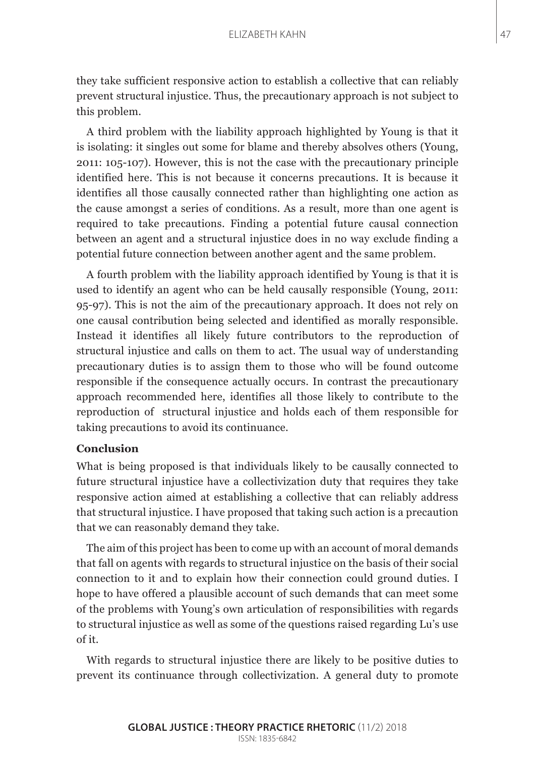they take sufficient responsive action to establish a collective that can reliably prevent structural injustice. Thus, the precautionary approach is not subject to this problem.

A third problem with the liability approach highlighted by Young is that it is isolating: it singles out some for blame and thereby absolves others (Young, 2011: 105-107). However, this is not the case with the precautionary principle identified here. This is not because it concerns precautions. It is because it identifies all those causally connected rather than highlighting one action as the cause amongst a series of conditions. As a result, more than one agent is required to take precautions. Finding a potential future causal connection between an agent and a structural injustice does in no way exclude finding a potential future connection between another agent and the same problem.

A fourth problem with the liability approach identified by Young is that it is used to identify an agent who can be held causally responsible (Young, 2011: 95-97). This is not the aim of the precautionary approach. It does not rely on one causal contribution being selected and identified as morally responsible. Instead it identifies all likely future contributors to the reproduction of structural injustice and calls on them to act. The usual way of understanding precautionary duties is to assign them to those who will be found outcome responsible if the consequence actually occurs. In contrast the precautionary approach recommended here, identifies all those likely to contribute to the reproduction of structural injustice and holds each of them responsible for taking precautions to avoid its continuance.

**Conclusion**

What is being proposed is that individuals likely to be causally connected to future structural injustice have a collectivization duty that requires they take responsive action aimed at establishing a collective that can reliably address that structural injustice. I have proposed that taking such action is a precaution that we can reasonably demand they take.

The aim of this project has been to come up with an account of moral demands that fall on agents with regards to structural injustice on the basis of their social connection to it and to explain how their connection could ground duties. I hope to have offered a plausible account of such demands that can meet some of the problems with Young's own articulation of responsibilities with regards to structural injustice as well as some of the questions raised regarding Lu's use of it.

With regards to structural injustice there are likely to be positive duties to prevent its continuance through collectivization. A general duty to promote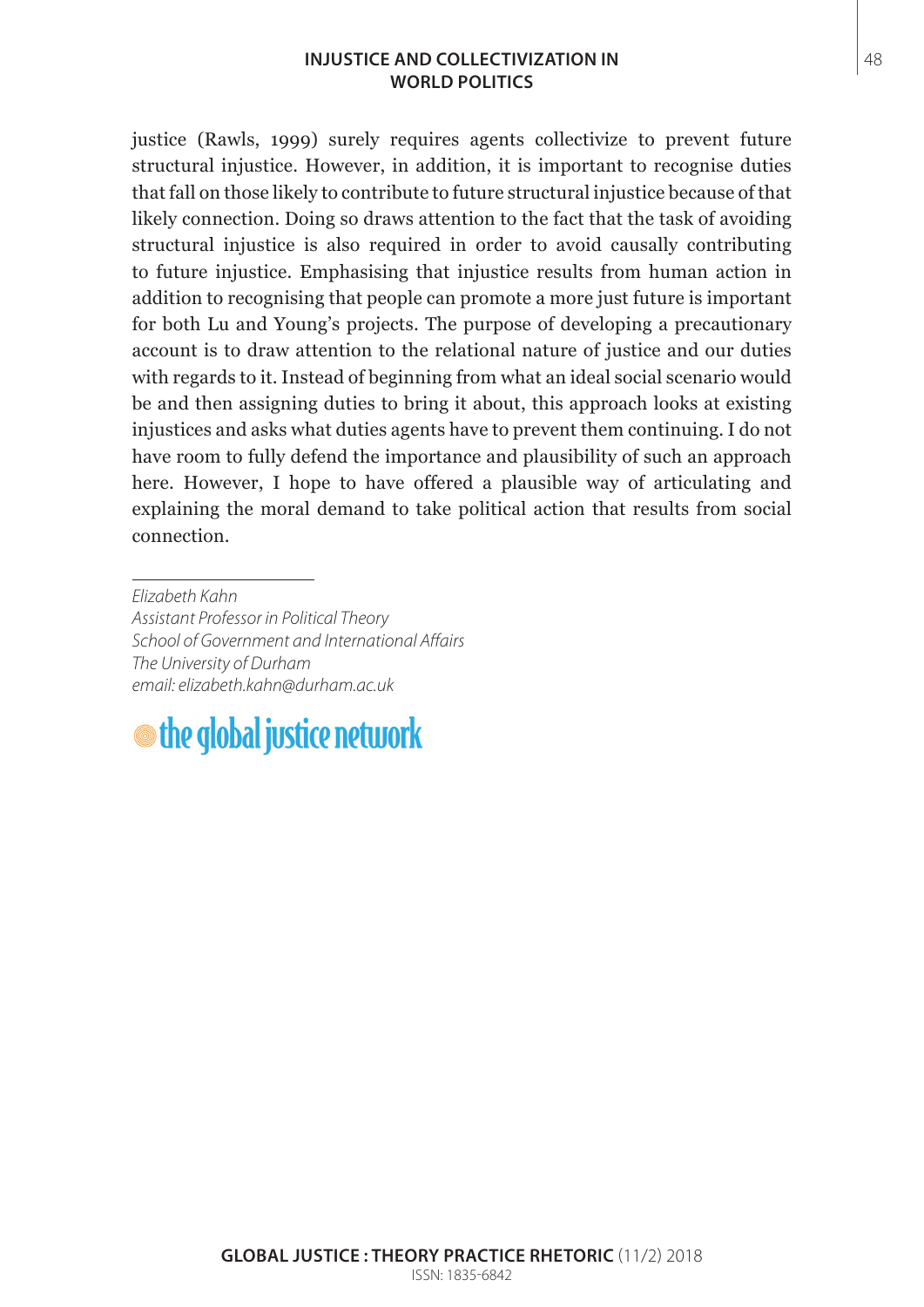justice (Rawls, 1999) surely requires agents collectivize to prevent future structural injustice. However, in addition, it is important to recognise duties that fall on those likely to contribute to future structural injustice because of that likely connection. Doing so draws attention to the fact that the task of avoiding structural injustice is also required in order to avoid causally contributing to future injustice. Emphasising that injustice results from human action in addition to recognising that people can promote a more just future is important for both Lu and Young's projects. The purpose of developing a precautionary account is to draw attention to the relational nature of justice and our duties with regards to it. Instead of beginning from what an ideal social scenario would be and then assigning duties to bring it about, this approach looks at existing injustices and asks what duties agents have to prevent them continuing. I do not have room to fully defend the importance and plausibility of such an approach here. However, I hope to have offered a plausible way of articulating and explaining the moral demand to take political action that results from social connection.

---

*Elizabeth Kahn*
*Assistant Professor in Political Theory*
*School of Government and International Affairs*
*The University of Durham*
*email: elizabeth.kahn@durham.ac.uk*

the global justice network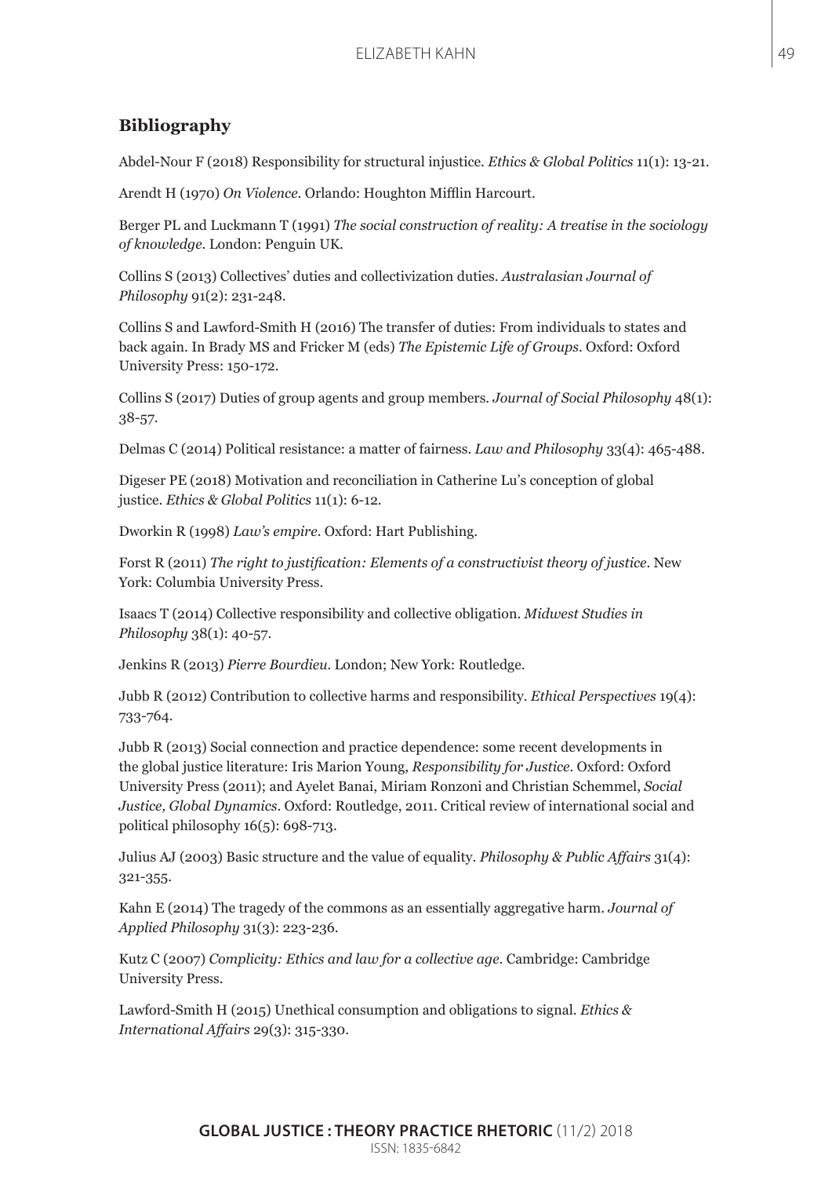## Bibliography

Abdel-Nour F (2018) Responsibility for structural injustice. *Ethics & Global Politics* 11(1): 13-21.

Arendt H (1970) *On Violence*. Orlando: Houghton Mifflin Harcourt.

Berger PL and Luckmann T (1991) *The social construction of reality: A treatise in the sociology of knowledge*. London: Penguin UK.

Collins S (2013) Collectives' duties and collectivization duties. *Australasian Journal of Philosophy* 91(2): 231-248.

Collins S and Lawford-Smith H (2016) The transfer of duties: From individuals to states and back again. In Brady MS and Fricker M (eds) *The Epistemic Life of Groups*. Oxford: Oxford University Press: 150-172.

Collins S (2017) Duties of group agents and group members. *Journal of Social Philosophy* 48(1): 38-57.

Delmas C (2014) Political resistance: a matter of fairness. *Law and Philosophy* 33(4): 465-488.

Digeser PE (2018) Motivation and reconciliation in Catherine Lu's conception of global justice. *Ethics & Global Politics* 11(1): 6-12.

Dworkin R (1998) *Law's empire*. Oxford: Hart Publishing.

Forst R (2011) *The right to justification: Elements of a constructivist theory of justice*. New York: Columbia University Press.

Isaacs T (2014) Collective responsibility and collective obligation. *Midwest Studies in Philosophy* 38(1): 40-57.

Jenkins R (2013) *Pierre Bourdieu*. London; New York: Routledge.

Jubb R (2012) Contribution to collective harms and responsibility. *Ethical Perspectives* 19(4): 733-764.

Jubb R (2013) Social connection and practice dependence: some recent developments in the global justice literature: Iris Marion Young, *Responsibility for Justice*. Oxford: Oxford University Press (2011); and Ayelet Banai, Miriam Ronzoni and Christian Schemmel, *Social Justice, Global Dynamics*. Oxford: Routledge, 2011. Critical review of international social and political philosophy 16(5): 698-713.

Julius AJ (2003) Basic structure and the value of equality. *Philosophy & Public Affairs* 31(4): 321-355.

Kahn E (2014) The tragedy of the commons as an essentially aggregative harm. *Journal of Applied Philosophy* 31(3): 223-236.

Kutz C (2007) *Complicity: Ethics and law for a collective age*. Cambridge: Cambridge University Press.

Lawford-Smith H (2015) Unethical consumption and obligations to signal. *Ethics & International Affairs* 29(3): 315-330.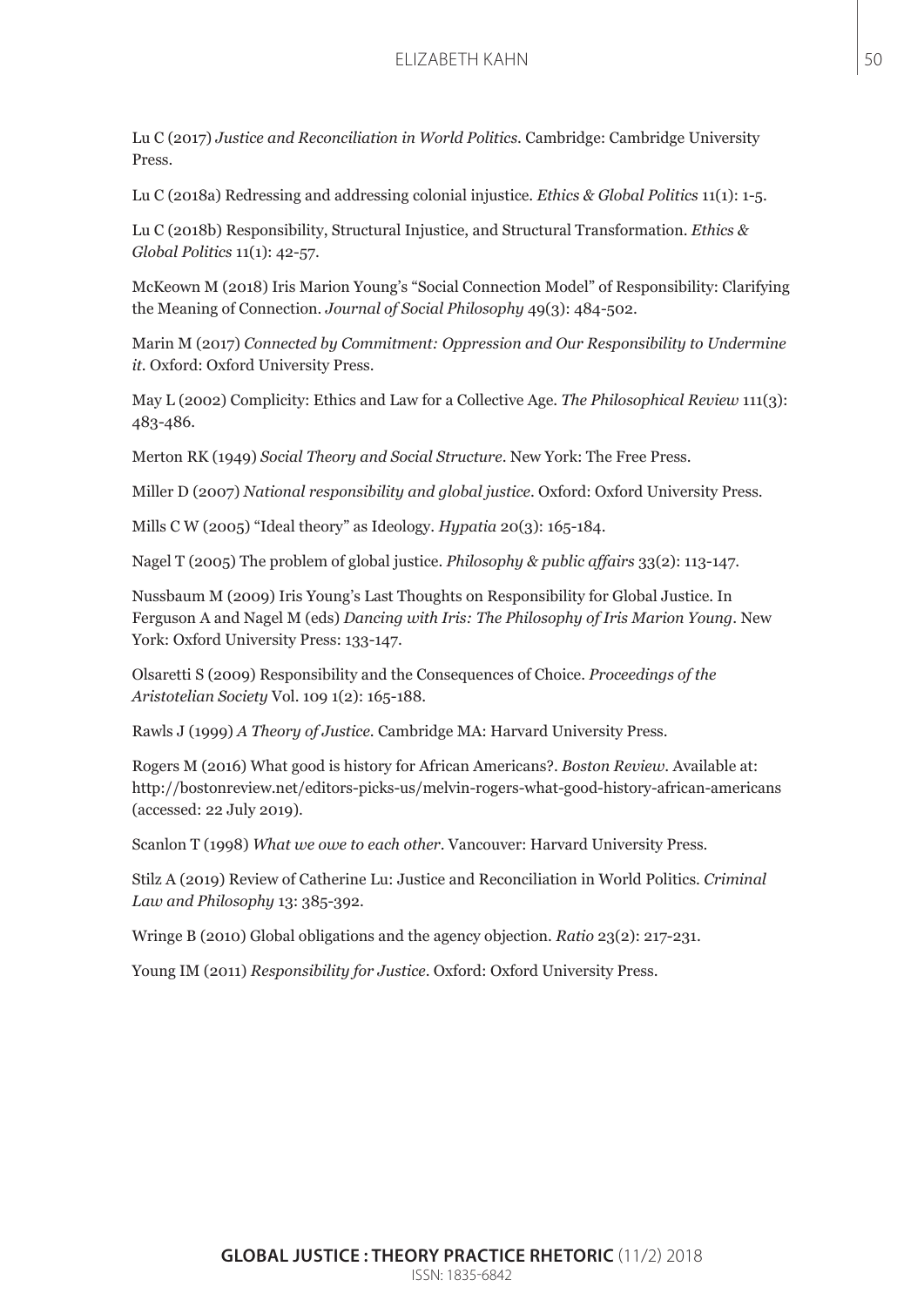Lu C (2017) *Justice and Reconciliation in World Politics*. Cambridge: Cambridge University Press.

Lu C (2018a) Redressing and addressing colonial injustice. *Ethics & Global Politics* 11(1): 1-5.

Lu C (2018b) Responsibility, Structural Injustice, and Structural Transformation. *Ethics & Global Politics* 11(1): 42-57.

McKeown M (2018) Iris Marion Young's "Social Connection Model" of Responsibility: Clarifying the Meaning of Connection. *Journal of Social Philosophy* 49(3): 484-502.

Marin M (2017) *Connected by Commitment: Oppression and Our Responsibility to Undermine it*. Oxford: Oxford University Press.

May L (2002) Complicity: Ethics and Law for a Collective Age. *The Philosophical Review* 111(3): 483-486.

Merton RK (1949) *Social Theory and Social Structure*. New York: The Free Press.

Miller D (2007) *National responsibility and global justice*. Oxford: Oxford University Press.

Mills C W (2005) "Ideal theory" as Ideology. *Hypatia* 20(3): 165-184.

Nagel T (2005) The problem of global justice. *Philosophy & public affairs* 33(2): 113-147.

Nussbaum M (2009) Iris Young's Last Thoughts on Responsibility for Global Justice. In Ferguson A and Nagel M (eds) *Dancing with Iris: The Philosophy of Iris Marion Young*. New York: Oxford University Press: 133-147.

Olsaretti S (2009) Responsibility and the Consequences of Choice. *Proceedings of the Aristotelian Society* Vol. 109 1(2): 165-188.

Rawls J (1999) *A Theory of Justice*. Cambridge MA: Harvard University Press.

Rogers M (2016) What good is history for African Americans?. *Boston Review*. Available at: http://bostonreview.net/editors-picks-us/melvin-rogers-what-good-history-african-americans (accessed: 22 July 2019).

Scanlon T (1998) *What we owe to each other*. Vancouver: Harvard University Press.

Stilz A (2019) Review of Catherine Lu: Justice and Reconciliation in World Politics. *Criminal Law and Philosophy* 13: 385-392.

Wringe B (2010) Global obligations and the agency objection. *Ratio* 23(2): 217-231.

Young IM (2011) *Responsibility for Justice*. Oxford: Oxford University Press.